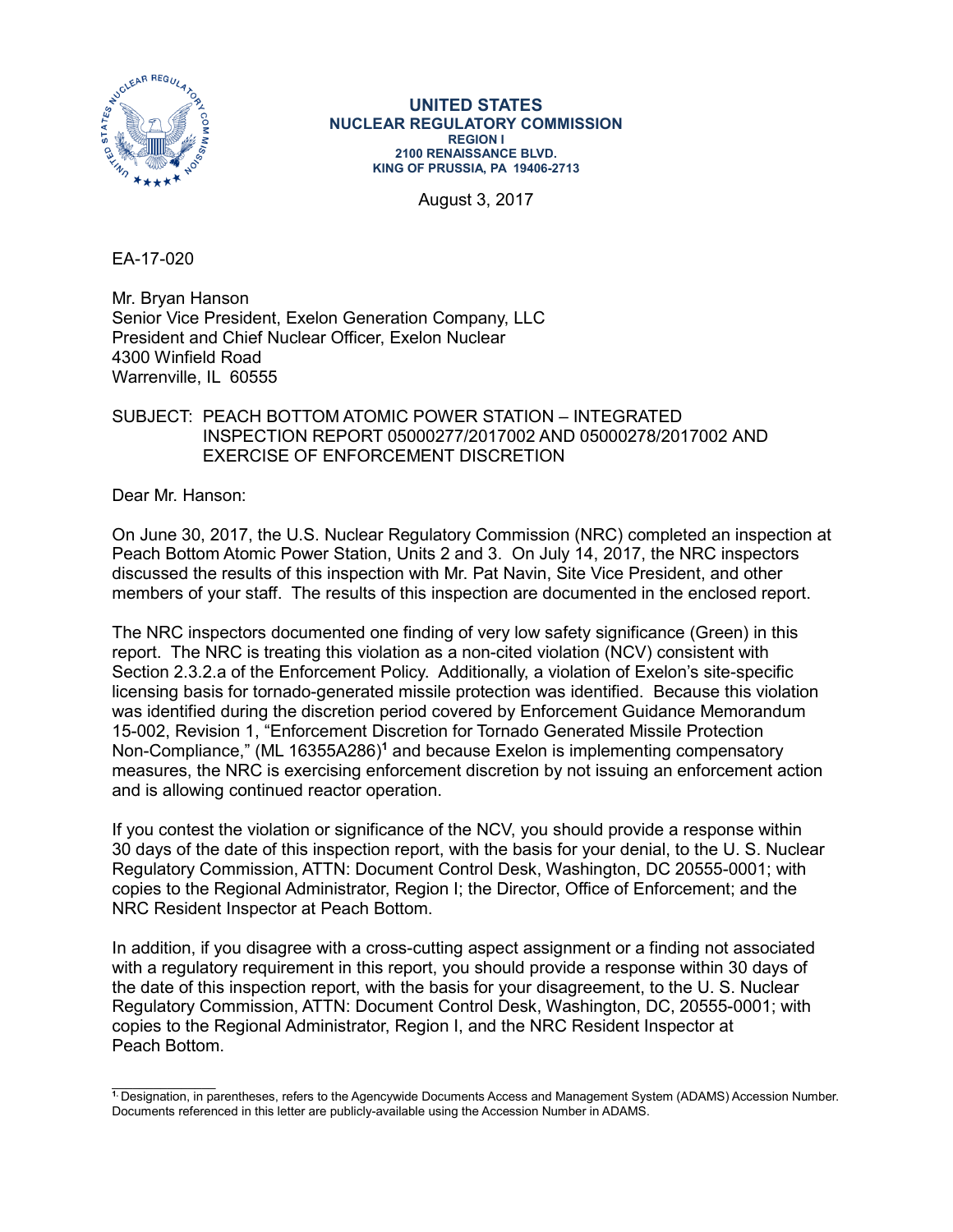**UNITED STATES**
**NUCLEAR REGULATORY COMMISSION**
**REGION I**
**2100 RENAISSANCE BLVD.**
**KING OF PRUSSIA, PA 19406-2713**

August 3, 2017

EA-17-020

Mr. Bryan Hanson
Senior Vice President, Exelon Generation Company, LLC
President and Chief Nuclear Officer, Exelon Nuclear
4300 Winfield Road
Warrenville, IL 60555

SUBJECT: PEACH BOTTOM ATOMIC POWER STATION – INTEGRATED INSPECTION REPORT 05000277/2017002 AND 05000278/2017002 AND EXERCISE OF ENFORCEMENT DISCRETION

Dear Mr. Hanson:

On June 30, 2017, the U.S. Nuclear Regulatory Commission (NRC) completed an inspection at Peach Bottom Atomic Power Station, Units 2 and 3. On July 14, 2017, the NRC inspectors discussed the results of this inspection with Mr. Pat Navin, Site Vice President, and other members of your staff. The results of this inspection are documented in the enclosed report.

The NRC inspectors documented one finding of very low safety significance (Green) in this report. The NRC is treating this violation as a non-cited violation (NCV) consistent with Section 2.3.2.a of the Enforcement Policy. Additionally, a violation of Exelon's site-specific licensing basis for tornado-generated missile protection was identified. Because this violation was identified during the discretion period covered by Enforcement Guidance Memorandum 15-002, Revision 1, "Enforcement Discretion for Tornado Generated Missile Protection Non-Compliance," (ML 16355A286)[1] and because Exelon is implementing compensatory measures, the NRC is exercising enforcement discretion by not issuing an enforcement action and is allowing continued reactor operation.

If you contest the violation or significance of the NCV, you should provide a response within 30 days of the date of this inspection report, with the basis for your denial, to the U. S. Nuclear Regulatory Commission, ATTN: Document Control Desk, Washington, DC 20555-0001; with copies to the Regional Administrator, Region I; the Director, Office of Enforcement; and the NRC Resident Inspector at Peach Bottom.

In addition, if you disagree with a cross-cutting aspect assignment or a finding not associated with a regulatory requirement in this report, you should provide a response within 30 days of the date of this inspection report, with the basis for your disagreement, to the U. S. Nuclear Regulatory Commission, ATTN: Document Control Desk, Washington, DC, 20555-0001; with copies to the Regional Administrator, Region I, and the NRC Resident Inspector at Peach Bottom.

---

[1] Designation, in parentheses, refers to the Agencywide Documents Access and Management System (ADAMS) Accession Number. Documents referenced in this letter are publicly-available using the Accession Number in ADAMS.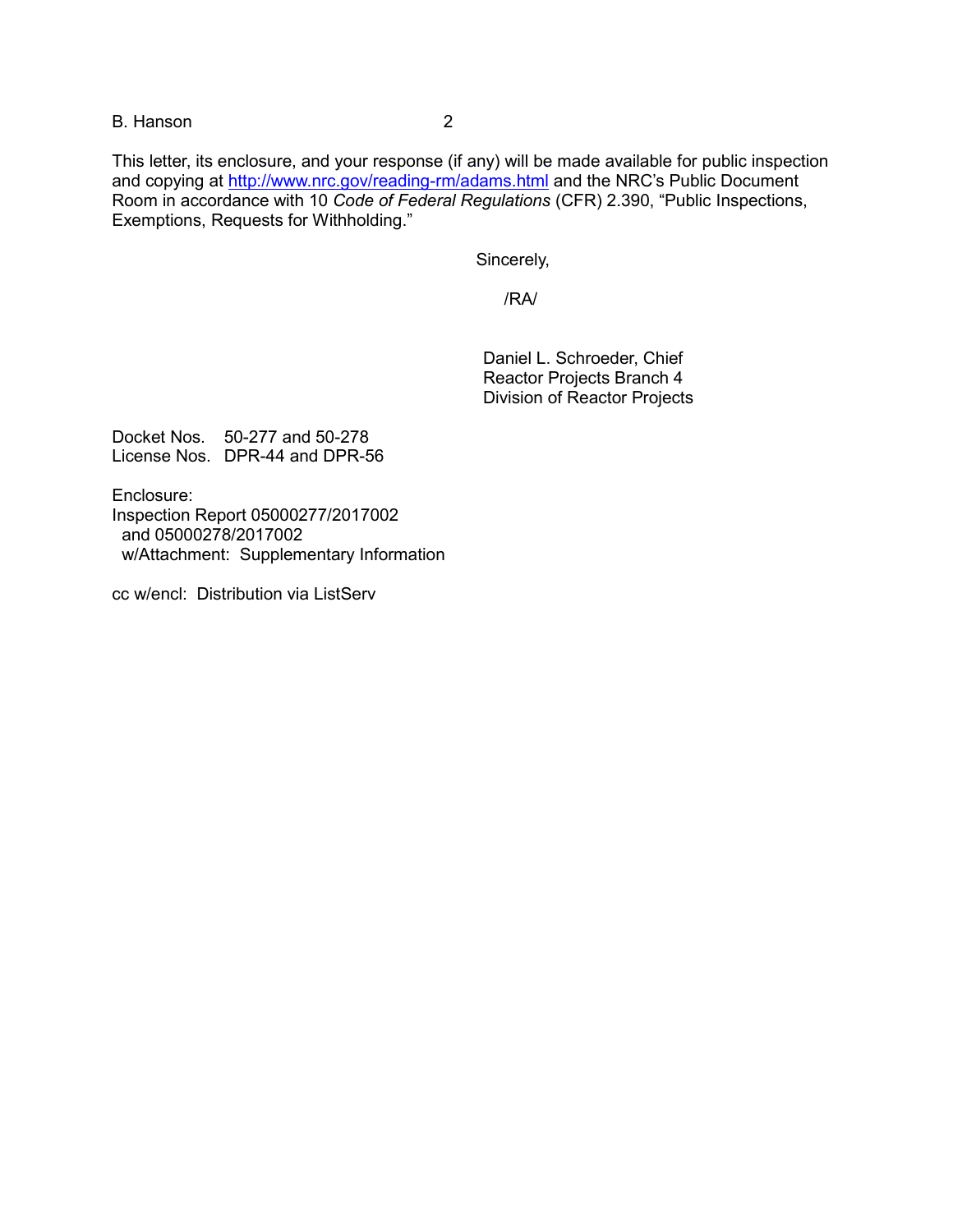This letter, its enclosure, and your response (if any) will be made available for public inspection and copying at http://www.nrc.gov/reading-rm/adams.html and the NRC's Public Document Room in accordance with 10 *Code of Federal Regulations* (CFR) 2.390, "Public Inspections, Exemptions, Requests for Withholding."

Sincerely,

/RA/

Daniel L. Schroeder, Chief
Reactor Projects Branch 4
Division of Reactor Projects

Docket Nos. 50-277 and 50-278
License Nos. DPR-44 and DPR-56

Enclosure:
Inspection Report 05000277/2017002
and 05000278/2017002
w/Attachment: Supplementary Information

cc w/encl: Distribution via ListServ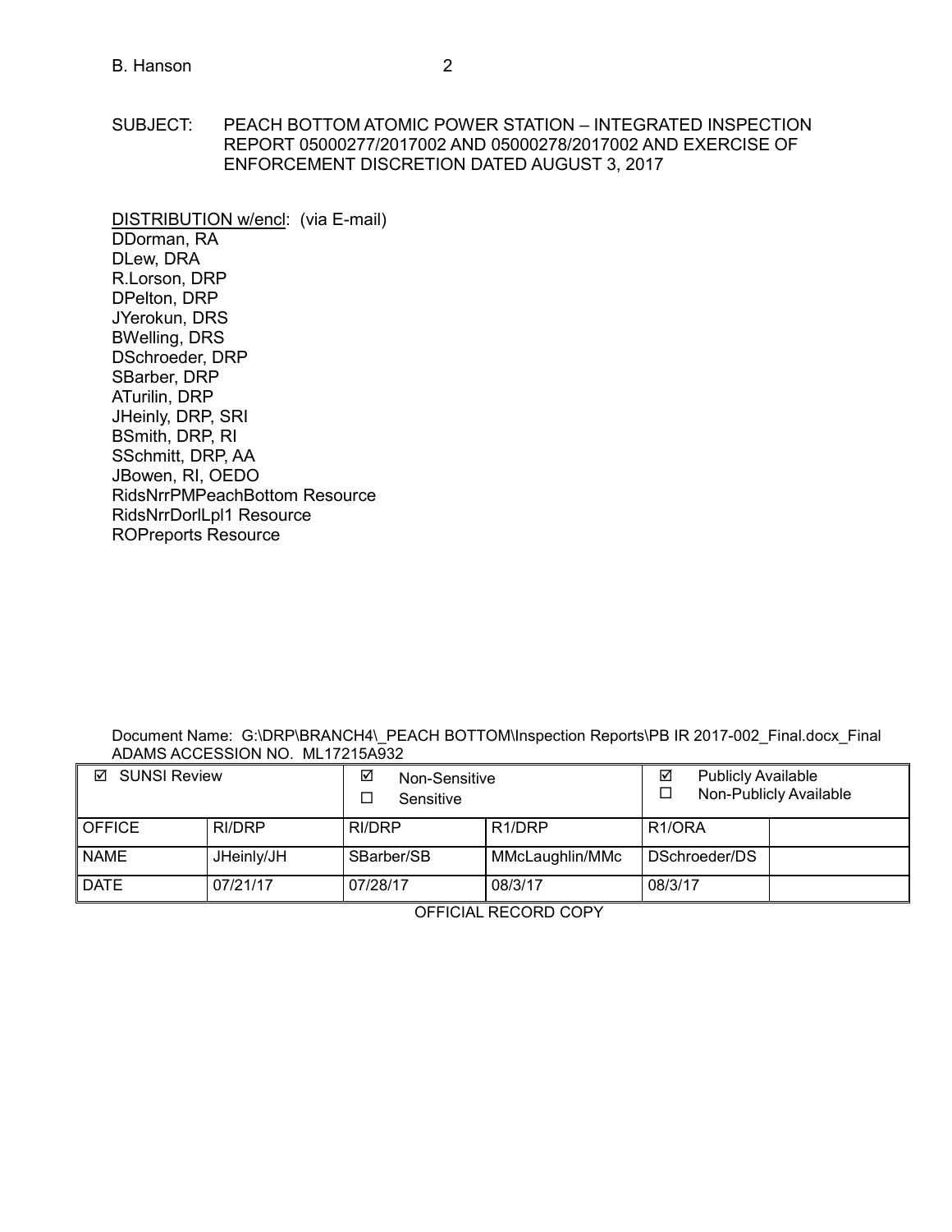SUBJECT: PEACH BOTTOM ATOMIC POWER STATION – INTEGRATED INSPECTION REPORT 05000277/2017002 AND 05000278/2017002 AND EXERCISE OF ENFORCEMENT DISCRETION DATED AUGUST 3, 2017

DISTRIBUTION w/encl: (via E-mail)
DDorman, RA
DLew, DRA
R.Lorson, DRP
DPelton, DRP
JYerokun, DRS
BWelling, DRS
DSchroeder, DRP
SBarber, DRP
ATurilin, DRP
JHeinly, DRP, SRI
BSmith, DRP, RI
SSchmitt, DRP, AA
JBowen, RI, OEDO
RidsNrrPMPeachBottom Resource
RidsNrrDorlLpl1 Resource
ROPreports Resource

Document Name: G:\DRP\BRANCH4\_PEACH BOTTOM\Inspection Reports\PB IR 2017-002_Final.docx_Final
ADAMS ACCESSION NO. ML17215A932

| ☑ SUNSI Review | | ☑ Non-Sensitive<br>☐ Sensitive | | ☑ Publicly Available<br>☐ Non-Publicly Available | |
|---|---|---|---|---|---|
| OFFICE | RI/DRP | RI/DRP | R1/DRP | R1/ORA | |
| NAME | JHeinly/JH | SBarber/SB | MMcLaughlin/MMc | DSchroeder/DS | |
| DATE | 07/21/17 | 07/28/17 | 08/3/17 | 08/3/17 | |

OFFICIAL RECORD COPY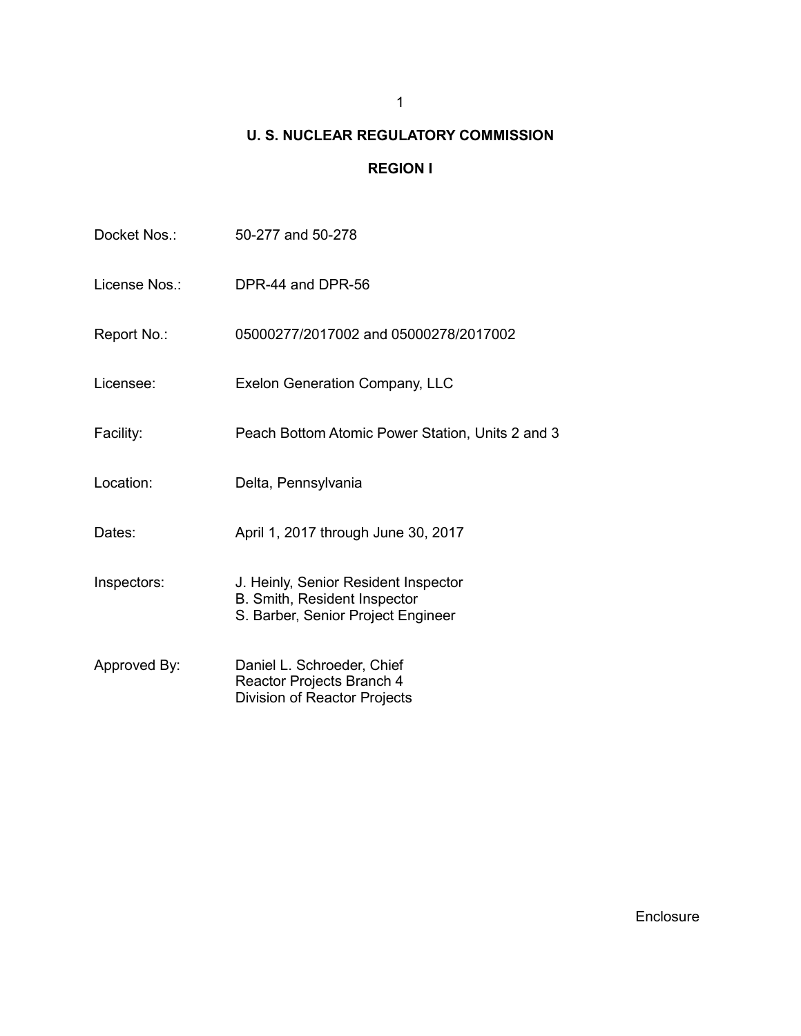# U. S. NUCLEAR REGULATORY COMMISSION

## REGION I

| | |
|---|---|
| Docket Nos.: | 50-277 and 50-278 |
| License Nos.: | DPR-44 and DPR-56 |
| Report No.: | 05000277/2017002 and 05000278/2017002 |
| Licensee: | Exelon Generation Company, LLC |
| Facility: | Peach Bottom Atomic Power Station, Units 2 and 3 |
| Location: | Delta, Pennsylvania |
| Dates: | April 1, 2017 through June 30, 2017 |
| Inspectors: | J. Heinly, Senior Resident Inspector<br>B. Smith, Resident Inspector<br>S. Barber, Senior Project Engineer |
| Approved By: | Daniel L. Schroeder, Chief<br>Reactor Projects Branch 4<br>Division of Reactor Projects |

Enclosure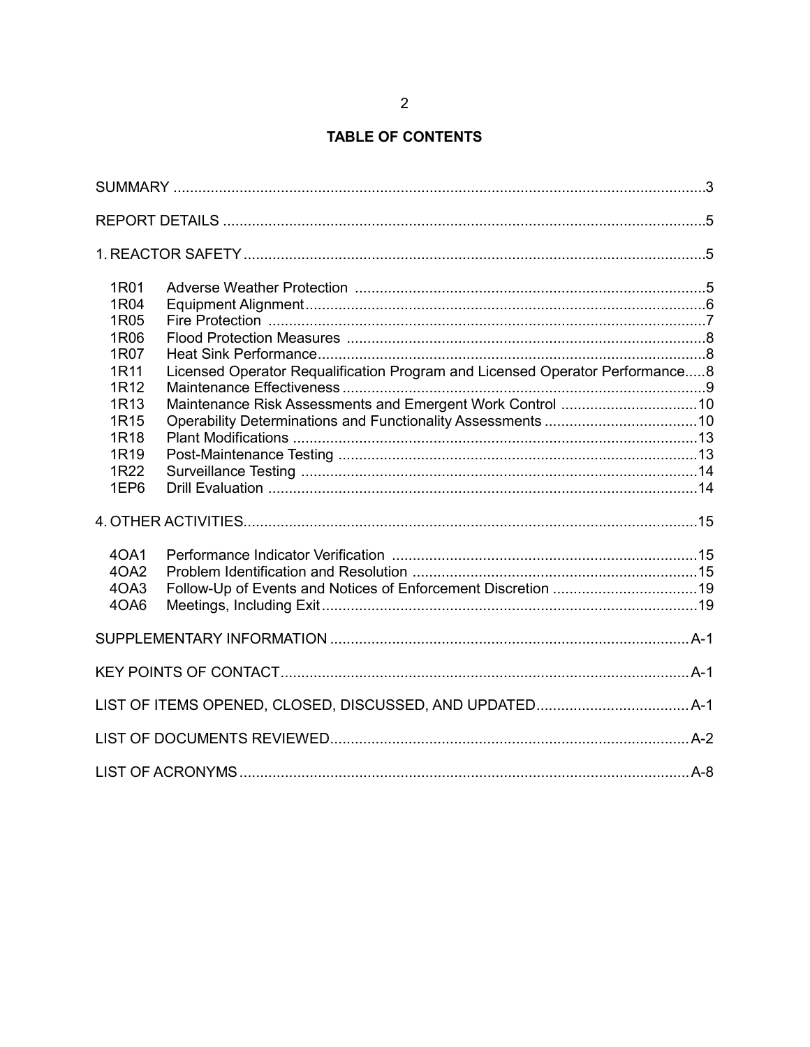## TABLE OF CONTENTS

SUMMARY ..... 3

REPORT DETAILS ..... 5

1. REACTOR SAFETY ..... 5

| | | |
|---|---|---|
| 1R01 | Adverse Weather Protection | 5 |
| 1R04 | Equipment Alignment | 6 |
| 1R05 | Fire Protection | 7 |
| 1R06 | Flood Protection Measures | 8 |
| 1R07 | Heat Sink Performance | 8 |
| 1R11 | Licensed Operator Requalification Program and Licensed Operator Performance | 8 |
| 1R12 | Maintenance Effectiveness | 9 |
| 1R13 | Maintenance Risk Assessments and Emergent Work Control | 10 |
| 1R15 | Operability Determinations and Functionality Assessments | 10 |
| 1R18 | Plant Modifications | 13 |
| 1R19 | Post-Maintenance Testing | 13 |
| 1R22 | Surveillance Testing | 14 |
| 1EP6 | Drill Evaluation | 14 |

4. OTHER ACTIVITIES ..... 15

| | | |
|---|---|---|
| 4OA1 | Performance Indicator Verification | 15 |
| 4OA2 | Problem Identification and Resolution | 15 |
| 4OA3 | Follow-Up of Events and Notices of Enforcement Discretion | 19 |
| 4OA6 | Meetings, Including Exit | 19 |

SUPPLEMENTARY INFORMATION ..... A-1

KEY POINTS OF CONTACT ..... A-1

LIST OF ITEMS OPENED, CLOSED, DISCUSSED, AND UPDATED ..... A-1

LIST OF DOCUMENTS REVIEWED ..... A-2

LIST OF ACRONYMS ..... A-8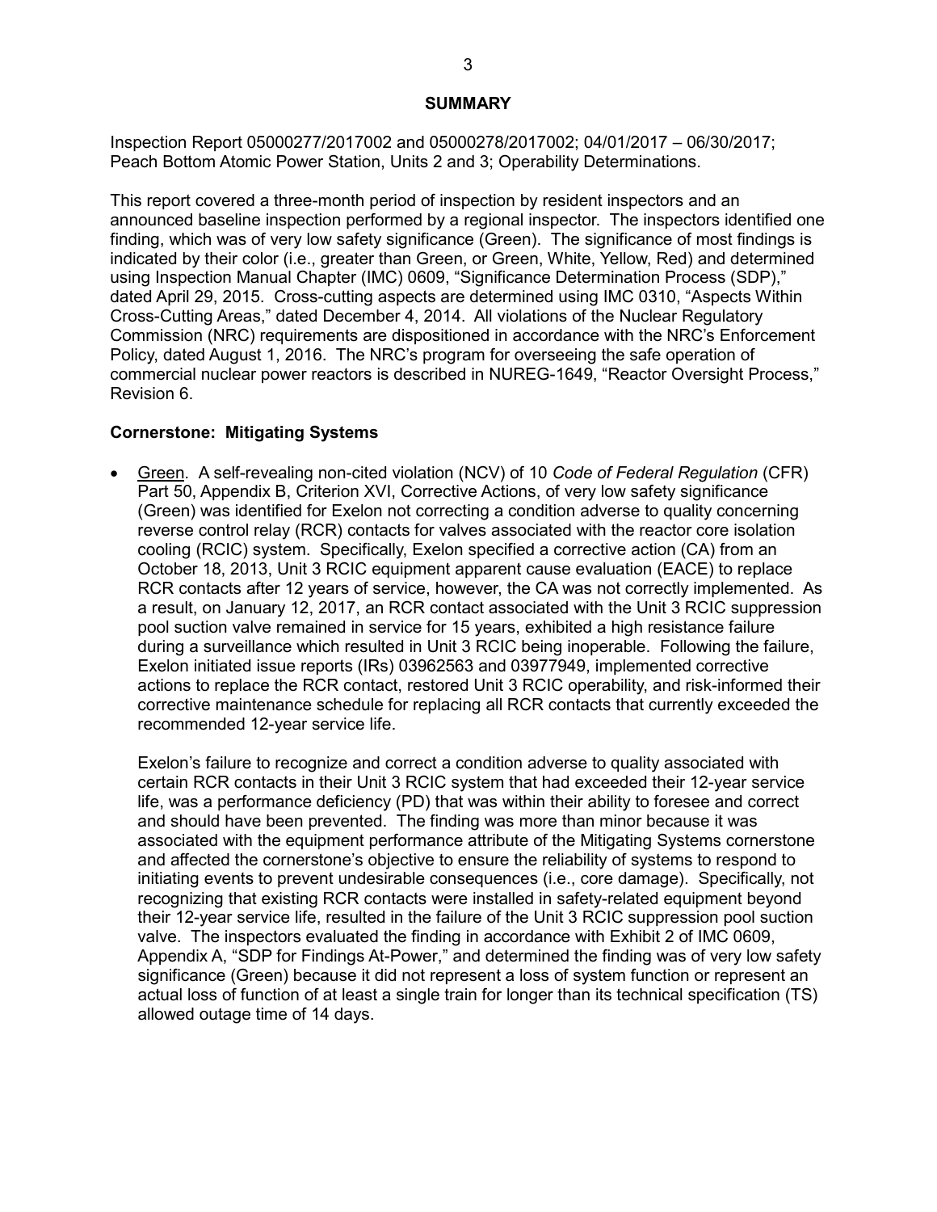## SUMMARY

Inspection Report 05000277/2017002 and 05000278/2017002; 04/01/2017 – 06/30/2017; Peach Bottom Atomic Power Station, Units 2 and 3; Operability Determinations.

This report covered a three-month period of inspection by resident inspectors and an announced baseline inspection performed by a regional inspector. The inspectors identified one finding, which was of very low safety significance (Green). The significance of most findings is indicated by their color (i.e., greater than Green, or Green, White, Yellow, Red) and determined using Inspection Manual Chapter (IMC) 0609, "Significance Determination Process (SDP)," dated April 29, 2015. Cross-cutting aspects are determined using IMC 0310, "Aspects Within Cross-Cutting Areas," dated December 4, 2014. All violations of the Nuclear Regulatory Commission (NRC) requirements are dispositioned in accordance with the NRC's Enforcement Policy, dated August 1, 2016. The NRC's program for overseeing the safe operation of commercial nuclear power reactors is described in NUREG-1649, "Reactor Oversight Process," Revision 6.

**Cornerstone: Mitigating Systems**

- Green. A self-revealing non-cited violation (NCV) of 10 *Code of Federal Regulation* (CFR) Part 50, Appendix B, Criterion XVI, Corrective Actions, of very low safety significance (Green) was identified for Exelon not correcting a condition adverse to quality concerning reverse control relay (RCR) contacts for valves associated with the reactor core isolation cooling (RCIC) system. Specifically, Exelon specified a corrective action (CA) from an October 18, 2013, Unit 3 RCIC equipment apparent cause evaluation (EACE) to replace RCR contacts after 12 years of service, however, the CA was not correctly implemented. As a result, on January 12, 2017, an RCR contact associated with the Unit 3 RCIC suppression pool suction valve remained in service for 15 years, exhibited a high resistance failure during a surveillance which resulted in Unit 3 RCIC being inoperable. Following the failure, Exelon initiated issue reports (IRs) 03962563 and 03977949, implemented corrective actions to replace the RCR contact, restored Unit 3 RCIC operability, and risk-informed their corrective maintenance schedule for replacing all RCR contacts that currently exceeded the recommended 12-year service life.

  Exelon's failure to recognize and correct a condition adverse to quality associated with certain RCR contacts in their Unit 3 RCIC system that had exceeded their 12-year service life, was a performance deficiency (PD) that was within their ability to foresee and correct and should have been prevented. The finding was more than minor because it was associated with the equipment performance attribute of the Mitigating Systems cornerstone and affected the cornerstone's objective to ensure the reliability of systems to respond to initiating events to prevent undesirable consequences (i.e., core damage). Specifically, not recognizing that existing RCR contacts were installed in safety-related equipment beyond their 12-year service life, resulted in the failure of the Unit 3 RCIC suppression pool suction valve. The inspectors evaluated the finding in accordance with Exhibit 2 of IMC 0609, Appendix A, "SDP for Findings At-Power," and determined the finding was of very low safety significance (Green) because it did not represent a loss of system function or represent an actual loss of function of at least a single train for longer than its technical specification (TS) allowed outage time of 14 days.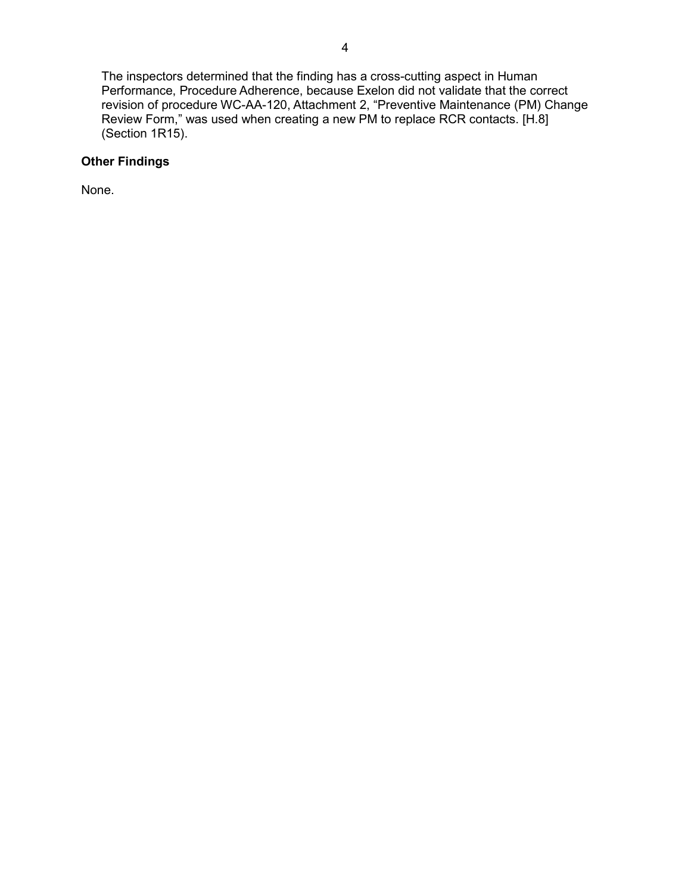The inspectors determined that the finding has a cross-cutting aspect in Human Performance, Procedure Adherence, because Exelon did not validate that the correct revision of procedure WC-AA-120, Attachment 2, "Preventive Maintenance (PM) Change Review Form," was used when creating a new PM to replace RCR contacts. [H.8] (Section 1R15).

**Other Findings**

None.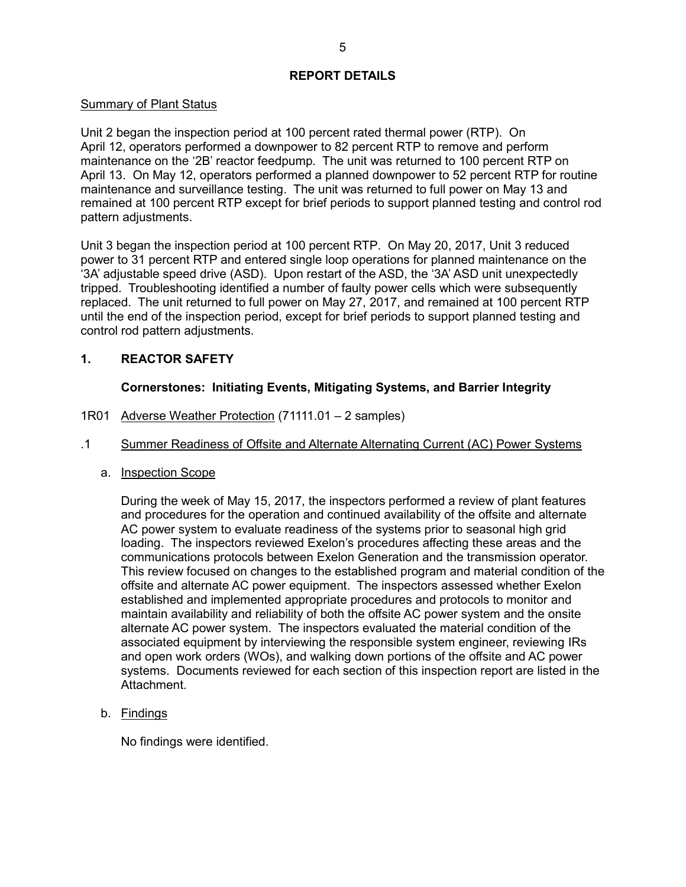## REPORT DETAILS

Summary of Plant Status

Unit 2 began the inspection period at 100 percent rated thermal power (RTP). On April 12, operators performed a downpower to 82 percent RTP to remove and perform maintenance on the '2B' reactor feedpump. The unit was returned to 100 percent RTP on April 13. On May 12, operators performed a planned downpower to 52 percent RTP for routine maintenance and surveillance testing. The unit was returned to full power on May 13 and remained at 100 percent RTP except for brief periods to support planned testing and control rod pattern adjustments.

Unit 3 began the inspection period at 100 percent RTP. On May 20, 2017, Unit 3 reduced power to 31 percent RTP and entered single loop operations for planned maintenance on the '3A' adjustable speed drive (ASD). Upon restart of the ASD, the '3A' ASD unit unexpectedly tripped. Troubleshooting identified a number of faulty power cells which were subsequently replaced. The unit returned to full power on May 27, 2017, and remained at 100 percent RTP until the end of the inspection period, except for brief periods to support planned testing and control rod pattern adjustments.

# 1. REACTOR SAFETY

### Cornerstones: Initiating Events, Mitigating Systems, and Barrier Integrity

1R01 Adverse Weather Protection (71111.01 – 2 samples)

.1 Summer Readiness of Offsite and Alternate Alternating Current (AC) Power Systems

a. Inspection Scope

During the week of May 15, 2017, the inspectors performed a review of plant features and procedures for the operation and continued availability of the offsite and alternate AC power system to evaluate readiness of the systems prior to seasonal high grid loading. The inspectors reviewed Exelon's procedures affecting these areas and the communications protocols between Exelon Generation and the transmission operator. This review focused on changes to the established program and material condition of the offsite and alternate AC power equipment. The inspectors assessed whether Exelon established and implemented appropriate procedures and protocols to monitor and maintain availability and reliability of both the offsite AC power system and the onsite alternate AC power system. The inspectors evaluated the material condition of the associated equipment by interviewing the responsible system engineer, reviewing IRs and open work orders (WOs), and walking down portions of the offsite and AC power systems. Documents reviewed for each section of this inspection report are listed in the Attachment.

b. Findings

No findings were identified.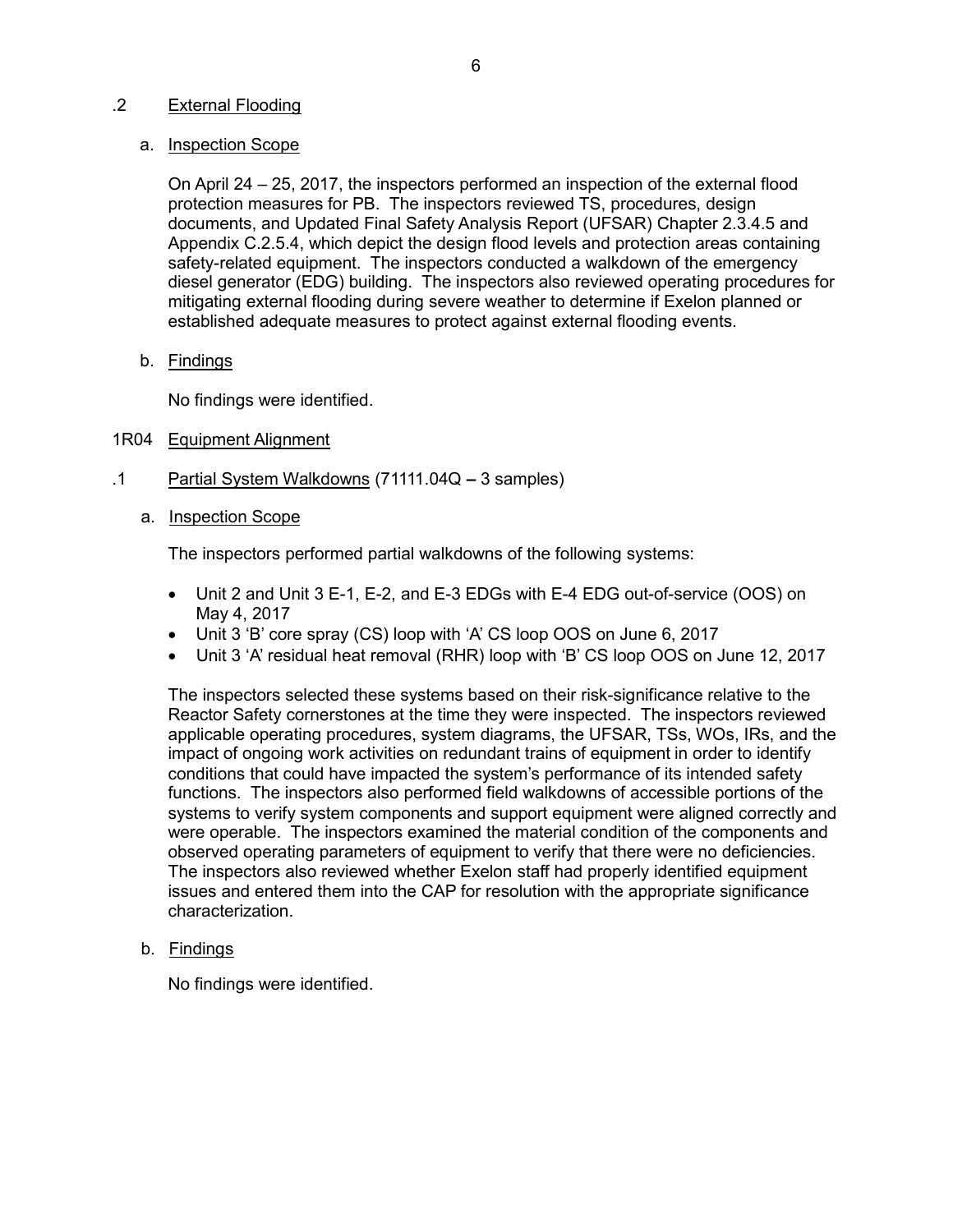.2 External Flooding

a. Inspection Scope

On April 24 – 25, 2017, the inspectors performed an inspection of the external flood protection measures for PB. The inspectors reviewed TS, procedures, design documents, and Updated Final Safety Analysis Report (UFSAR) Chapter 2.3.4.5 and Appendix C.2.5.4, which depict the design flood levels and protection areas containing safety-related equipment. The inspectors conducted a walkdown of the emergency diesel generator (EDG) building. The inspectors also reviewed operating procedures for mitigating external flooding during severe weather to determine if Exelon planned or established adequate measures to protect against external flooding events.

b. Findings

No findings were identified.

1R04 Equipment Alignment

.1 Partial System Walkdowns (71111.04Q – 3 samples)

a. Inspection Scope

The inspectors performed partial walkdowns of the following systems:

- Unit 2 and Unit 3 E-1, E-2, and E-3 EDGs with E-4 EDG out-of-service (OOS) on May 4, 2017
- Unit 3 'B' core spray (CS) loop with 'A' CS loop OOS on June 6, 2017
- Unit 3 'A' residual heat removal (RHR) loop with 'B' CS loop OOS on June 12, 2017

The inspectors selected these systems based on their risk-significance relative to the Reactor Safety cornerstones at the time they were inspected. The inspectors reviewed applicable operating procedures, system diagrams, the UFSAR, TSs, WOs, IRs, and the impact of ongoing work activities on redundant trains of equipment in order to identify conditions that could have impacted the system's performance of its intended safety functions. The inspectors also performed field walkdowns of accessible portions of the systems to verify system components and support equipment were aligned correctly and were operable. The inspectors examined the material condition of the components and observed operating parameters of equipment to verify that there were no deficiencies. The inspectors also reviewed whether Exelon staff had properly identified equipment issues and entered them into the CAP for resolution with the appropriate significance characterization.

b. Findings

No findings were identified.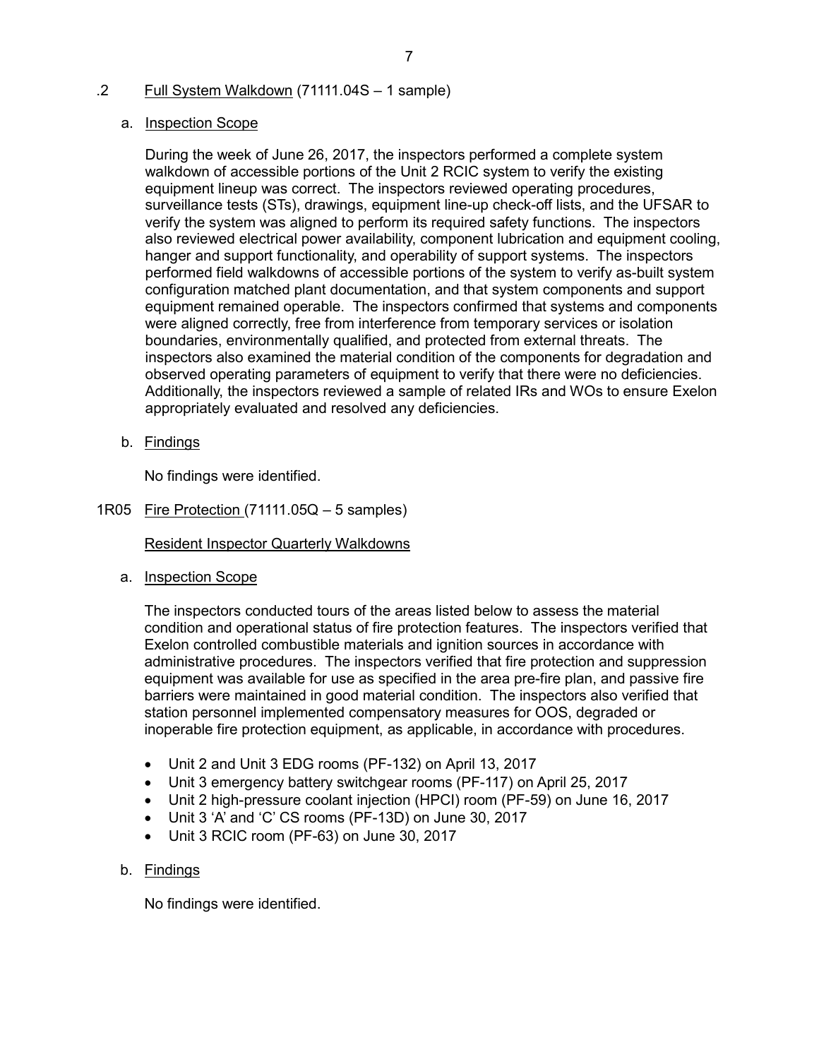.2 Full System Walkdown (71111.04S – 1 sample)

a. Inspection Scope

During the week of June 26, 2017, the inspectors performed a complete system walkdown of accessible portions of the Unit 2 RCIC system to verify the existing equipment lineup was correct. The inspectors reviewed operating procedures, surveillance tests (STs), drawings, equipment line-up check-off lists, and the UFSAR to verify the system was aligned to perform its required safety functions. The inspectors also reviewed electrical power availability, component lubrication and equipment cooling, hanger and support functionality, and operability of support systems. The inspectors performed field walkdowns of accessible portions of the system to verify as-built system configuration matched plant documentation, and that system components and support equipment remained operable. The inspectors confirmed that systems and components were aligned correctly, free from interference from temporary services or isolation boundaries, environmentally qualified, and protected from external threats. The inspectors also examined the material condition of the components for degradation and observed operating parameters of equipment to verify that there were no deficiencies. Additionally, the inspectors reviewed a sample of related IRs and WOs to ensure Exelon appropriately evaluated and resolved any deficiencies.

b. Findings

No findings were identified.

1R05 Fire Protection (71111.05Q – 5 samples)

Resident Inspector Quarterly Walkdowns

a. Inspection Scope

The inspectors conducted tours of the areas listed below to assess the material condition and operational status of fire protection features. The inspectors verified that Exelon controlled combustible materials and ignition sources in accordance with administrative procedures. The inspectors verified that fire protection and suppression equipment was available for use as specified in the area pre-fire plan, and passive fire barriers were maintained in good material condition. The inspectors also verified that station personnel implemented compensatory measures for OOS, degraded or inoperable fire protection equipment, as applicable, in accordance with procedures.

- Unit 2 and Unit 3 EDG rooms (PF-132) on April 13, 2017
- Unit 3 emergency battery switchgear rooms (PF-117) on April 25, 2017
- Unit 2 high-pressure coolant injection (HPCI) room (PF-59) on June 16, 2017
- Unit 3 'A' and 'C' CS rooms (PF-13D) on June 30, 2017
- Unit 3 RCIC room (PF-63) on June 30, 2017

b. Findings

No findings were identified.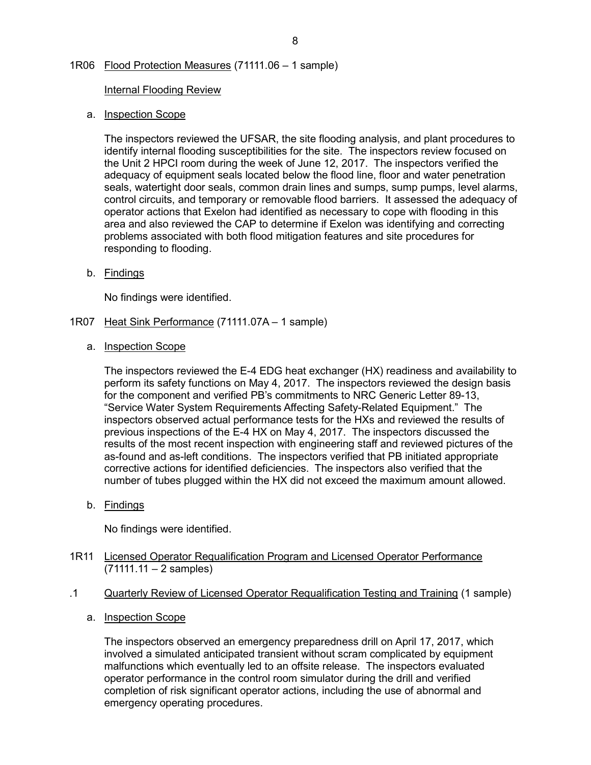## 1R06 Flood Protection Measures (71111.06 – 1 sample)

### Internal Flooding Review

a. Inspection Scope

The inspectors reviewed the UFSAR, the site flooding analysis, and plant procedures to identify internal flooding susceptibilities for the site. The inspectors review focused on the Unit 2 HPCI room during the week of June 12, 2017. The inspectors verified the adequacy of equipment seals located below the flood line, floor and water penetration seals, watertight door seals, common drain lines and sumps, sump pumps, level alarms, control circuits, and temporary or removable flood barriers. It assessed the adequacy of operator actions that Exelon had identified as necessary to cope with flooding in this area and also reviewed the CAP to determine if Exelon was identifying and correcting problems associated with both flood mitigation features and site procedures for responding to flooding.

b. Findings

No findings were identified.

## 1R07 Heat Sink Performance (71111.07A – 1 sample)

a. Inspection Scope

The inspectors reviewed the E-4 EDG heat exchanger (HX) readiness and availability to perform its safety functions on May 4, 2017. The inspectors reviewed the design basis for the component and verified PB's commitments to NRC Generic Letter 89-13, "Service Water System Requirements Affecting Safety-Related Equipment." The inspectors observed actual performance tests for the HXs and reviewed the results of previous inspections of the E-4 HX on May 4, 2017. The inspectors discussed the results of the most recent inspection with engineering staff and reviewed pictures of the as-found and as-left conditions. The inspectors verified that PB initiated appropriate corrective actions for identified deficiencies. The inspectors also verified that the number of tubes plugged within the HX did not exceed the maximum amount allowed.

b. Findings

No findings were identified.

## 1R11 Licensed Operator Requalification Program and Licensed Operator Performance (71111.11 – 2 samples)

### .1 Quarterly Review of Licensed Operator Requalification Testing and Training (1 sample)

a. Inspection Scope

The inspectors observed an emergency preparedness drill on April 17, 2017, which involved a simulated anticipated transient without scram complicated by equipment malfunctions which eventually led to an offsite release. The inspectors evaluated operator performance in the control room simulator during the drill and verified completion of risk significant operator actions, including the use of abnormal and emergency operating procedures.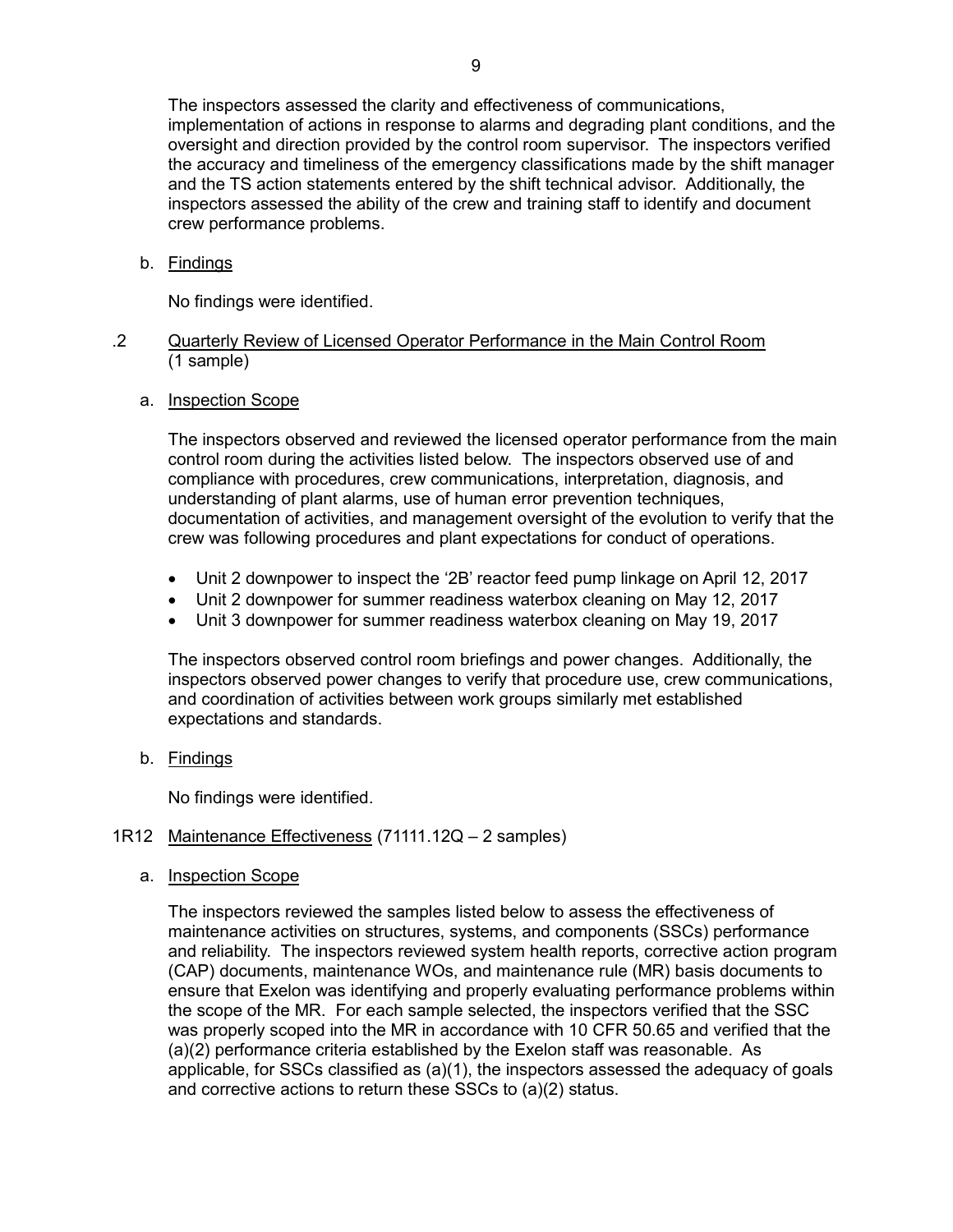The inspectors assessed the clarity and effectiveness of communications, implementation of actions in response to alarms and degrading plant conditions, and the oversight and direction provided by the control room supervisor. The inspectors verified the accuracy and timeliness of the emergency classifications made by the shift manager and the TS action statements entered by the shift technical advisor. Additionally, the inspectors assessed the ability of the crew and training staff to identify and document crew performance problems.

b. Findings

No findings were identified.

.2 Quarterly Review of Licensed Operator Performance in the Main Control Room (1 sample)

a. Inspection Scope

The inspectors observed and reviewed the licensed operator performance from the main control room during the activities listed below. The inspectors observed use of and compliance with procedures, crew communications, interpretation, diagnosis, and understanding of plant alarms, use of human error prevention techniques, documentation of activities, and management oversight of the evolution to verify that the crew was following procedures and plant expectations for conduct of operations.

- Unit 2 downpower to inspect the '2B' reactor feed pump linkage on April 12, 2017
- Unit 2 downpower for summer readiness waterbox cleaning on May 12, 2017
- Unit 3 downpower for summer readiness waterbox cleaning on May 19, 2017

The inspectors observed control room briefings and power changes. Additionally, the inspectors observed power changes to verify that procedure use, crew communications, and coordination of activities between work groups similarly met established expectations and standards.

b. Findings

No findings were identified.

1R12 Maintenance Effectiveness (71111.12Q – 2 samples)

a. Inspection Scope

The inspectors reviewed the samples listed below to assess the effectiveness of maintenance activities on structures, systems, and components (SSCs) performance and reliability. The inspectors reviewed system health reports, corrective action program (CAP) documents, maintenance WOs, and maintenance rule (MR) basis documents to ensure that Exelon was identifying and properly evaluating performance problems within the scope of the MR. For each sample selected, the inspectors verified that the SSC was properly scoped into the MR in accordance with 10 CFR 50.65 and verified that the (a)(2) performance criteria established by the Exelon staff was reasonable. As applicable, for SSCs classified as (a)(1), the inspectors assessed the adequacy of goals and corrective actions to return these SSCs to (a)(2) status.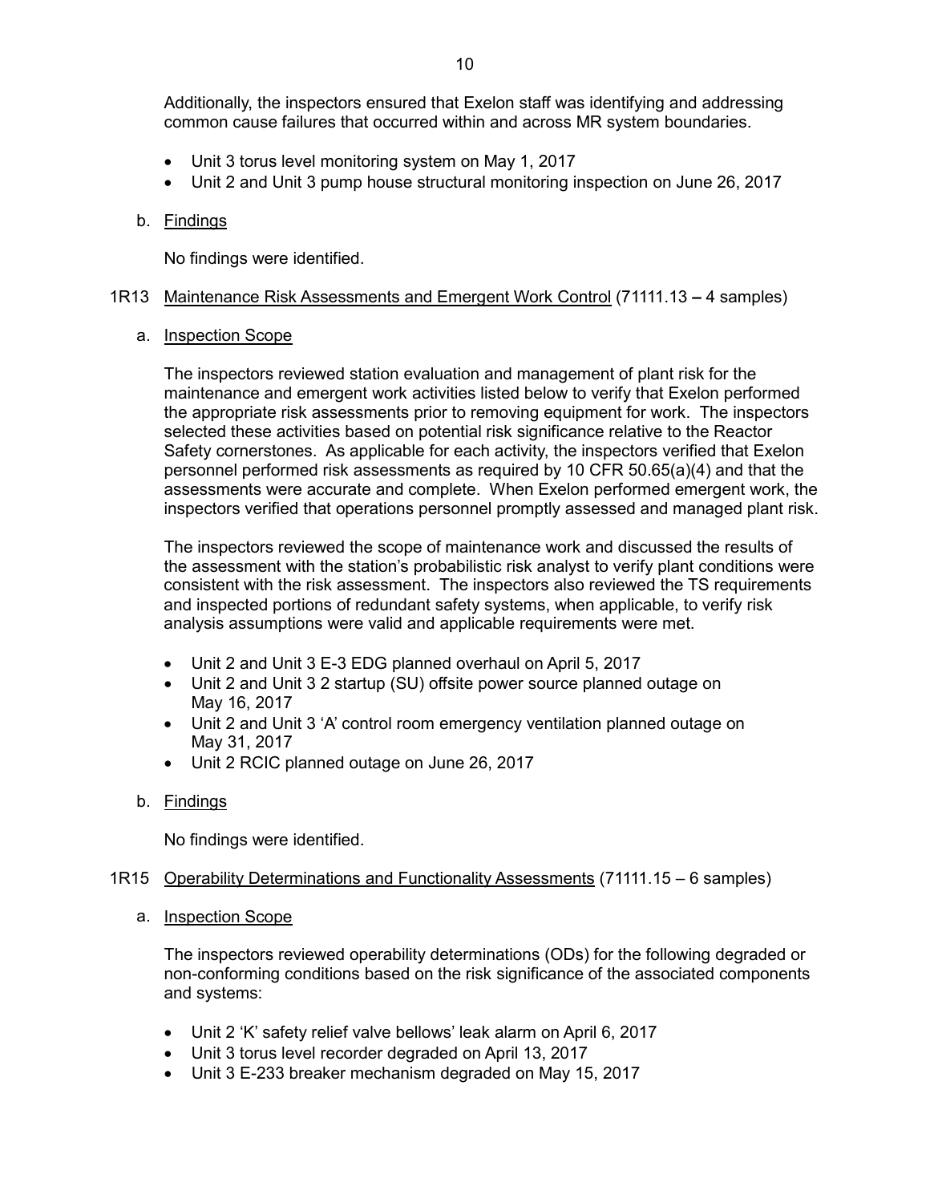Additionally, the inspectors ensured that Exelon staff was identifying and addressing common cause failures that occurred within and across MR system boundaries.

- Unit 3 torus level monitoring system on May 1, 2017
- Unit 2 and Unit 3 pump house structural monitoring inspection on June 26, 2017

b. Findings

No findings were identified.

## 1R13 Maintenance Risk Assessments and Emergent Work Control (71111.13 – 4 samples)

a. Inspection Scope

The inspectors reviewed station evaluation and management of plant risk for the maintenance and emergent work activities listed below to verify that Exelon performed the appropriate risk assessments prior to removing equipment for work. The inspectors selected these activities based on potential risk significance relative to the Reactor Safety cornerstones. As applicable for each activity, the inspectors verified that Exelon personnel performed risk assessments as required by 10 CFR 50.65(a)(4) and that the assessments were accurate and complete. When Exelon performed emergent work, the inspectors verified that operations personnel promptly assessed and managed plant risk.

The inspectors reviewed the scope of maintenance work and discussed the results of the assessment with the station's probabilistic risk analyst to verify plant conditions were consistent with the risk assessment. The inspectors also reviewed the TS requirements and inspected portions of redundant safety systems, when applicable, to verify risk analysis assumptions were valid and applicable requirements were met.

- Unit 2 and Unit 3 E-3 EDG planned overhaul on April 5, 2017
- Unit 2 and Unit 3 2 startup (SU) offsite power source planned outage on May 16, 2017
- Unit 2 and Unit 3 'A' control room emergency ventilation planned outage on May 31, 2017
- Unit 2 RCIC planned outage on June 26, 2017

b. Findings

No findings were identified.

## 1R15 Operability Determinations and Functionality Assessments (71111.15 – 6 samples)

a. Inspection Scope

The inspectors reviewed operability determinations (ODs) for the following degraded or non-conforming conditions based on the risk significance of the associated components and systems:

- Unit 2 'K' safety relief valve bellows' leak alarm on April 6, 2017
- Unit 3 torus level recorder degraded on April 13, 2017
- Unit 3 E-233 breaker mechanism degraded on May 15, 2017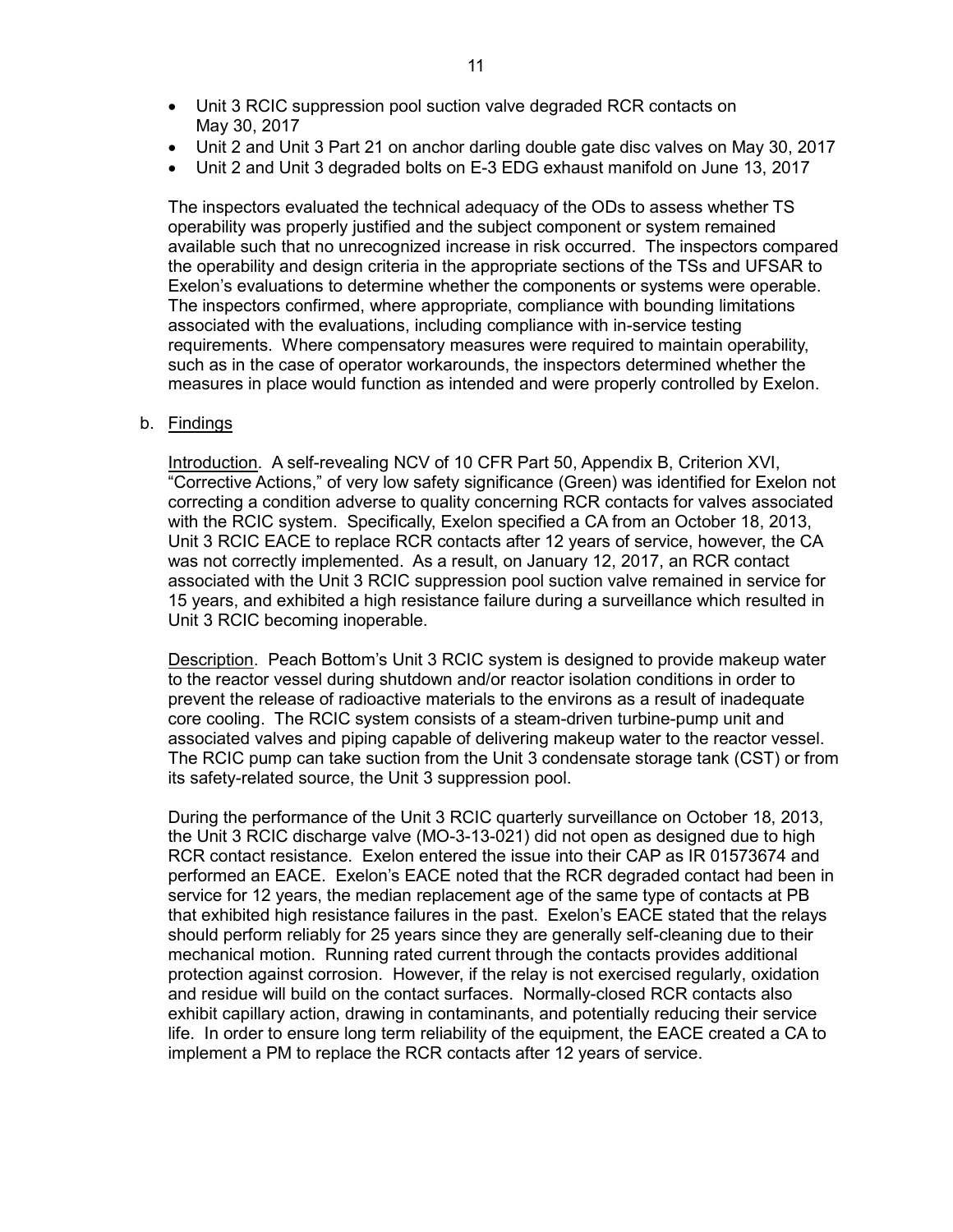- Unit 3 RCIC suppression pool suction valve degraded RCR contacts on May 30, 2017
- Unit 2 and Unit 3 Part 21 on anchor darling double gate disc valves on May 30, 2017
- Unit 2 and Unit 3 degraded bolts on E-3 EDG exhaust manifold on June 13, 2017

The inspectors evaluated the technical adequacy of the ODs to assess whether TS operability was properly justified and the subject component or system remained available such that no unrecognized increase in risk occurred. The inspectors compared the operability and design criteria in the appropriate sections of the TSs and UFSAR to Exelon's evaluations to determine whether the components or systems were operable. The inspectors confirmed, where appropriate, compliance with bounding limitations associated with the evaluations, including compliance with in-service testing requirements. Where compensatory measures were required to maintain operability, such as in the case of operator workarounds, the inspectors determined whether the measures in place would function as intended and were properly controlled by Exelon.

b. Findings

Introduction. A self-revealing NCV of 10 CFR Part 50, Appendix B, Criterion XVI, "Corrective Actions," of very low safety significance (Green) was identified for Exelon not correcting a condition adverse to quality concerning RCR contacts for valves associated with the RCIC system. Specifically, Exelon specified a CA from an October 18, 2013, Unit 3 RCIC EACE to replace RCR contacts after 12 years of service, however, the CA was not correctly implemented. As a result, on January 12, 2017, an RCR contact associated with the Unit 3 RCIC suppression pool suction valve remained in service for 15 years, and exhibited a high resistance failure during a surveillance which resulted in Unit 3 RCIC becoming inoperable.

Description. Peach Bottom's Unit 3 RCIC system is designed to provide makeup water to the reactor vessel during shutdown and/or reactor isolation conditions in order to prevent the release of radioactive materials to the environs as a result of inadequate core cooling. The RCIC system consists of a steam-driven turbine-pump unit and associated valves and piping capable of delivering makeup water to the reactor vessel. The RCIC pump can take suction from the Unit 3 condensate storage tank (CST) or from its safety-related source, the Unit 3 suppression pool.

During the performance of the Unit 3 RCIC quarterly surveillance on October 18, 2013, the Unit 3 RCIC discharge valve (MO-3-13-021) did not open as designed due to high RCR contact resistance. Exelon entered the issue into their CAP as IR 01573674 and performed an EACE. Exelon's EACE noted that the RCR degraded contact had been in service for 12 years, the median replacement age of the same type of contacts at PB that exhibited high resistance failures in the past. Exelon's EACE stated that the relays should perform reliably for 25 years since they are generally self-cleaning due to their mechanical motion. Running rated current through the contacts provides additional protection against corrosion. However, if the relay is not exercised regularly, oxidation and residue will build on the contact surfaces. Normally-closed RCR contacts also exhibit capillary action, drawing in contaminants, and potentially reducing their service life. In order to ensure long term reliability of the equipment, the EACE created a CA to implement a PM to replace the RCR contacts after 12 years of service.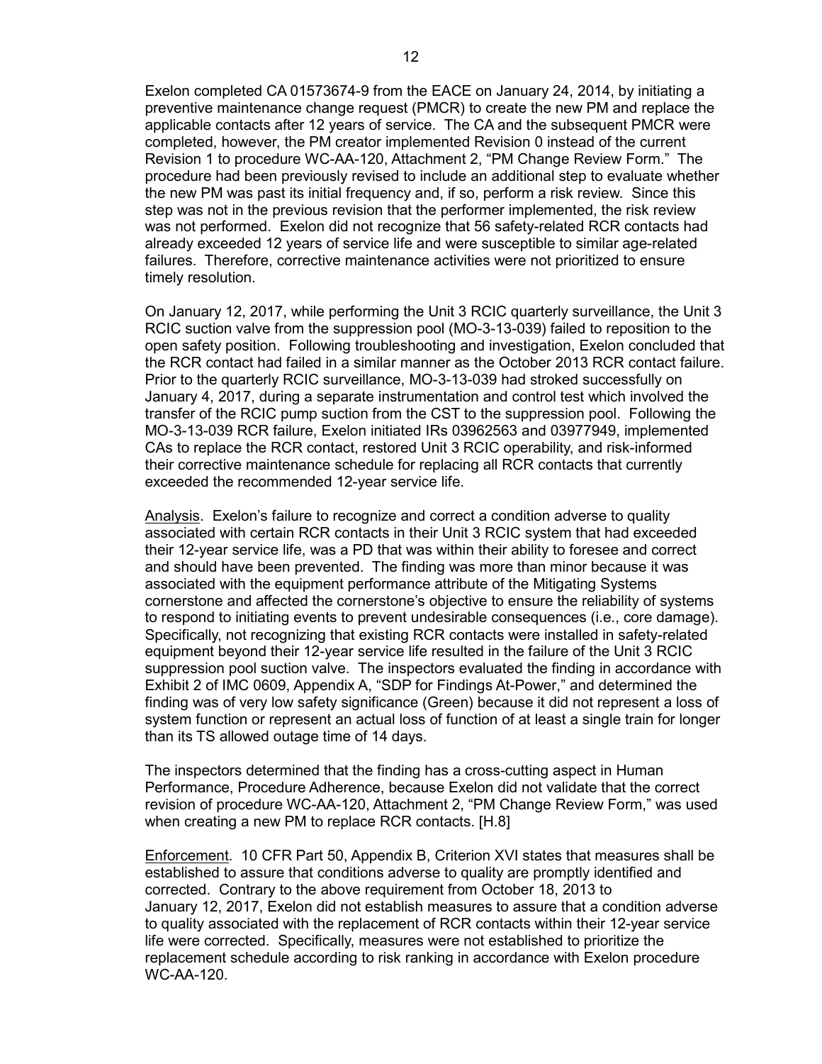Exelon completed CA 01573674-9 from the EACE on January 24, 2014, by initiating a preventive maintenance change request (PMCR) to create the new PM and replace the applicable contacts after 12 years of service. The CA and the subsequent PMCR were completed, however, the PM creator implemented Revision 0 instead of the current Revision 1 to procedure WC-AA-120, Attachment 2, "PM Change Review Form." The procedure had been previously revised to include an additional step to evaluate whether the new PM was past its initial frequency and, if so, perform a risk review. Since this step was not in the previous revision that the performer implemented, the risk review was not performed. Exelon did not recognize that 56 safety-related RCR contacts had already exceeded 12 years of service life and were susceptible to similar age-related failures. Therefore, corrective maintenance activities were not prioritized to ensure timely resolution.

On January 12, 2017, while performing the Unit 3 RCIC quarterly surveillance, the Unit 3 RCIC suction valve from the suppression pool (MO-3-13-039) failed to reposition to the open safety position. Following troubleshooting and investigation, Exelon concluded that the RCR contact had failed in a similar manner as the October 2013 RCR contact failure. Prior to the quarterly RCIC surveillance, MO-3-13-039 had stroked successfully on January 4, 2017, during a separate instrumentation and control test which involved the transfer of the RCIC pump suction from the CST to the suppression pool. Following the MO-3-13-039 RCR failure, Exelon initiated IRs 03962563 and 03977949, implemented CAs to replace the RCR contact, restored Unit 3 RCIC operability, and risk-informed their corrective maintenance schedule for replacing all RCR contacts that currently exceeded the recommended 12-year service life.

Analysis. Exelon's failure to recognize and correct a condition adverse to quality associated with certain RCR contacts in their Unit 3 RCIC system that had exceeded their 12-year service life, was a PD that was within their ability to foresee and correct and should have been prevented. The finding was more than minor because it was associated with the equipment performance attribute of the Mitigating Systems cornerstone and affected the cornerstone's objective to ensure the reliability of systems to respond to initiating events to prevent undesirable consequences (i.e., core damage). Specifically, not recognizing that existing RCR contacts were installed in safety-related equipment beyond their 12-year service life resulted in the failure of the Unit 3 RCIC suppression pool suction valve. The inspectors evaluated the finding in accordance with Exhibit 2 of IMC 0609, Appendix A, "SDP for Findings At-Power," and determined the finding was of very low safety significance (Green) because it did not represent a loss of system function or represent an actual loss of function of at least a single train for longer than its TS allowed outage time of 14 days.

The inspectors determined that the finding has a cross-cutting aspect in Human Performance, Procedure Adherence, because Exelon did not validate that the correct revision of procedure WC-AA-120, Attachment 2, "PM Change Review Form," was used when creating a new PM to replace RCR contacts. [H.8]

Enforcement. 10 CFR Part 50, Appendix B, Criterion XVI states that measures shall be established to assure that conditions adverse to quality are promptly identified and corrected. Contrary to the above requirement from October 18, 2013 to January 12, 2017, Exelon did not establish measures to assure that a condition adverse to quality associated with the replacement of RCR contacts within their 12-year service life were corrected. Specifically, measures were not established to prioritize the replacement schedule according to risk ranking in accordance with Exelon procedure WC-AA-120.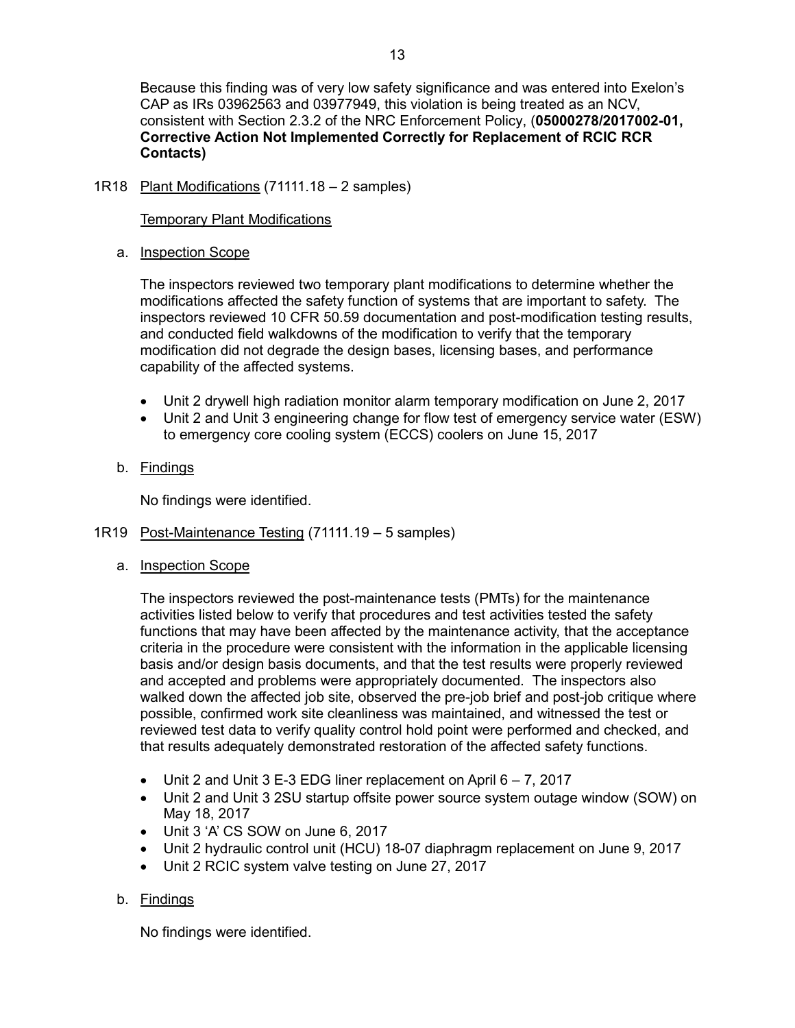Because this finding was of very low safety significance and was entered into Exelon's CAP as IRs 03962563 and 03977949, this violation is being treated as an NCV, consistent with Section 2.3.2 of the NRC Enforcement Policy, (**05000278/2017002-01, Corrective Action Not Implemented Correctly for Replacement of RCIC RCR Contacts)**

1R18 <u>Plant Modifications</u> (71111.18 – 2 samples)

<u>Temporary Plant Modifications</u>

a. <u>Inspection Scope</u>

The inspectors reviewed two temporary plant modifications to determine whether the modifications affected the safety function of systems that are important to safety. The inspectors reviewed 10 CFR 50.59 documentation and post-modification testing results, and conducted field walkdowns of the modification to verify that the temporary modification did not degrade the design bases, licensing bases, and performance capability of the affected systems.

- Unit 2 drywell high radiation monitor alarm temporary modification on June 2, 2017
- Unit 2 and Unit 3 engineering change for flow test of emergency service water (ESW) to emergency core cooling system (ECCS) coolers on June 15, 2017

b. <u>Findings</u>

No findings were identified.

1R19 <u>Post-Maintenance Testing</u> (71111.19 – 5 samples)

a. <u>Inspection Scope</u>

The inspectors reviewed the post-maintenance tests (PMTs) for the maintenance activities listed below to verify that procedures and test activities tested the safety functions that may have been affected by the maintenance activity, that the acceptance criteria in the procedure were consistent with the information in the applicable licensing basis and/or design basis documents, and that the test results were properly reviewed and accepted and problems were appropriately documented. The inspectors also walked down the affected job site, observed the pre-job brief and post-job critique where possible, confirmed work site cleanliness was maintained, and witnessed the test or reviewed test data to verify quality control hold point were performed and checked, and that results adequately demonstrated restoration of the affected safety functions.

- Unit 2 and Unit 3 E-3 EDG liner replacement on April 6 – 7, 2017
- Unit 2 and Unit 3 2SU startup offsite power source system outage window (SOW) on May 18, 2017
- Unit 3 'A' CS SOW on June 6, 2017
- Unit 2 hydraulic control unit (HCU) 18-07 diaphragm replacement on June 9, 2017
- Unit 2 RCIC system valve testing on June 27, 2017

b. <u>Findings</u>

No findings were identified.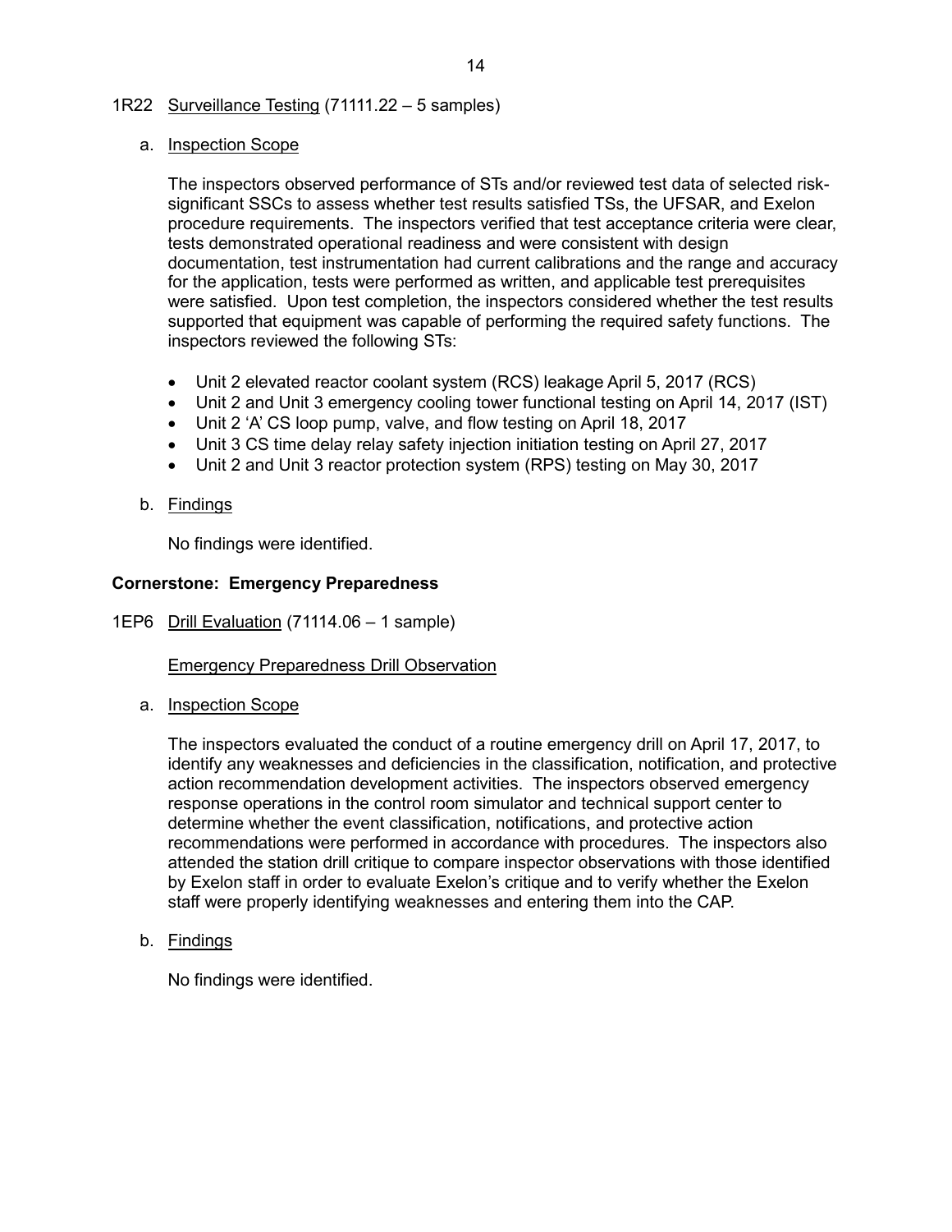1R22 Surveillance Testing (71111.22 – 5 samples)

a. Inspection Scope

The inspectors observed performance of STs and/or reviewed test data of selected risk-significant SSCs to assess whether test results satisfied TSs, the UFSAR, and Exelon procedure requirements. The inspectors verified that test acceptance criteria were clear, tests demonstrated operational readiness and were consistent with design documentation, test instrumentation had current calibrations and the range and accuracy for the application, tests were performed as written, and applicable test prerequisites were satisfied. Upon test completion, the inspectors considered whether the test results supported that equipment was capable of performing the required safety functions. The inspectors reviewed the following STs:

- Unit 2 elevated reactor coolant system (RCS) leakage April 5, 2017 (RCS)
- Unit 2 and Unit 3 emergency cooling tower functional testing on April 14, 2017 (IST)
- Unit 2 'A' CS loop pump, valve, and flow testing on April 18, 2017
- Unit 3 CS time delay relay safety injection initiation testing on April 27, 2017
- Unit 2 and Unit 3 reactor protection system (RPS) testing on May 30, 2017

b. Findings

No findings were identified.

**Cornerstone: Emergency Preparedness**

1EP6 Drill Evaluation (71114.06 – 1 sample)

Emergency Preparedness Drill Observation

a. Inspection Scope

The inspectors evaluated the conduct of a routine emergency drill on April 17, 2017, to identify any weaknesses and deficiencies in the classification, notification, and protective action recommendation development activities. The inspectors observed emergency response operations in the control room simulator and technical support center to determine whether the event classification, notifications, and protective action recommendations were performed in accordance with procedures. The inspectors also attended the station drill critique to compare inspector observations with those identified by Exelon staff in order to evaluate Exelon's critique and to verify whether the Exelon staff were properly identifying weaknesses and entering them into the CAP.

b. Findings

No findings were identified.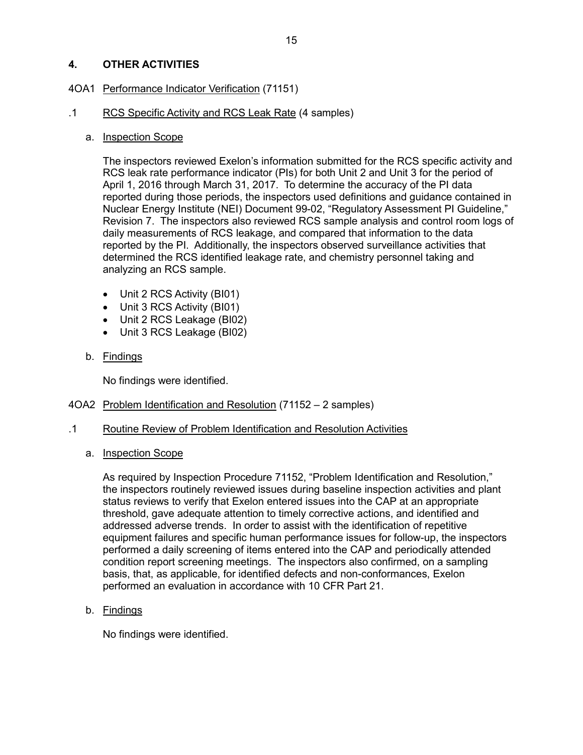## 4. OTHER ACTIVITIES

### 4OA1 Performance Indicator Verification (71151)

#### .1 RCS Specific Activity and RCS Leak Rate (4 samples)

a. Inspection Scope

The inspectors reviewed Exelon's information submitted for the RCS specific activity and RCS leak rate performance indicator (PIs) for both Unit 2 and Unit 3 for the period of April 1, 2016 through March 31, 2017. To determine the accuracy of the PI data reported during those periods, the inspectors used definitions and guidance contained in Nuclear Energy Institute (NEI) Document 99-02, "Regulatory Assessment PI Guideline," Revision 7. The inspectors also reviewed RCS sample analysis and control room logs of daily measurements of RCS leakage, and compared that information to the data reported by the PI. Additionally, the inspectors observed surveillance activities that determined the RCS identified leakage rate, and chemistry personnel taking and analyzing an RCS sample.

- Unit 2 RCS Activity (BI01)
- Unit 3 RCS Activity (BI01)
- Unit 2 RCS Leakage (BI02)
- Unit 3 RCS Leakage (BI02)

b. Findings

No findings were identified.

### 4OA2 Problem Identification and Resolution (71152 – 2 samples)

#### .1 Routine Review of Problem Identification and Resolution Activities

a. Inspection Scope

As required by Inspection Procedure 71152, "Problem Identification and Resolution," the inspectors routinely reviewed issues during baseline inspection activities and plant status reviews to verify that Exelon entered issues into the CAP at an appropriate threshold, gave adequate attention to timely corrective actions, and identified and addressed adverse trends. In order to assist with the identification of repetitive equipment failures and specific human performance issues for follow-up, the inspectors performed a daily screening of items entered into the CAP and periodically attended condition report screening meetings. The inspectors also confirmed, on a sampling basis, that, as applicable, for identified defects and non-conformances, Exelon performed an evaluation in accordance with 10 CFR Part 21.

b. Findings

No findings were identified.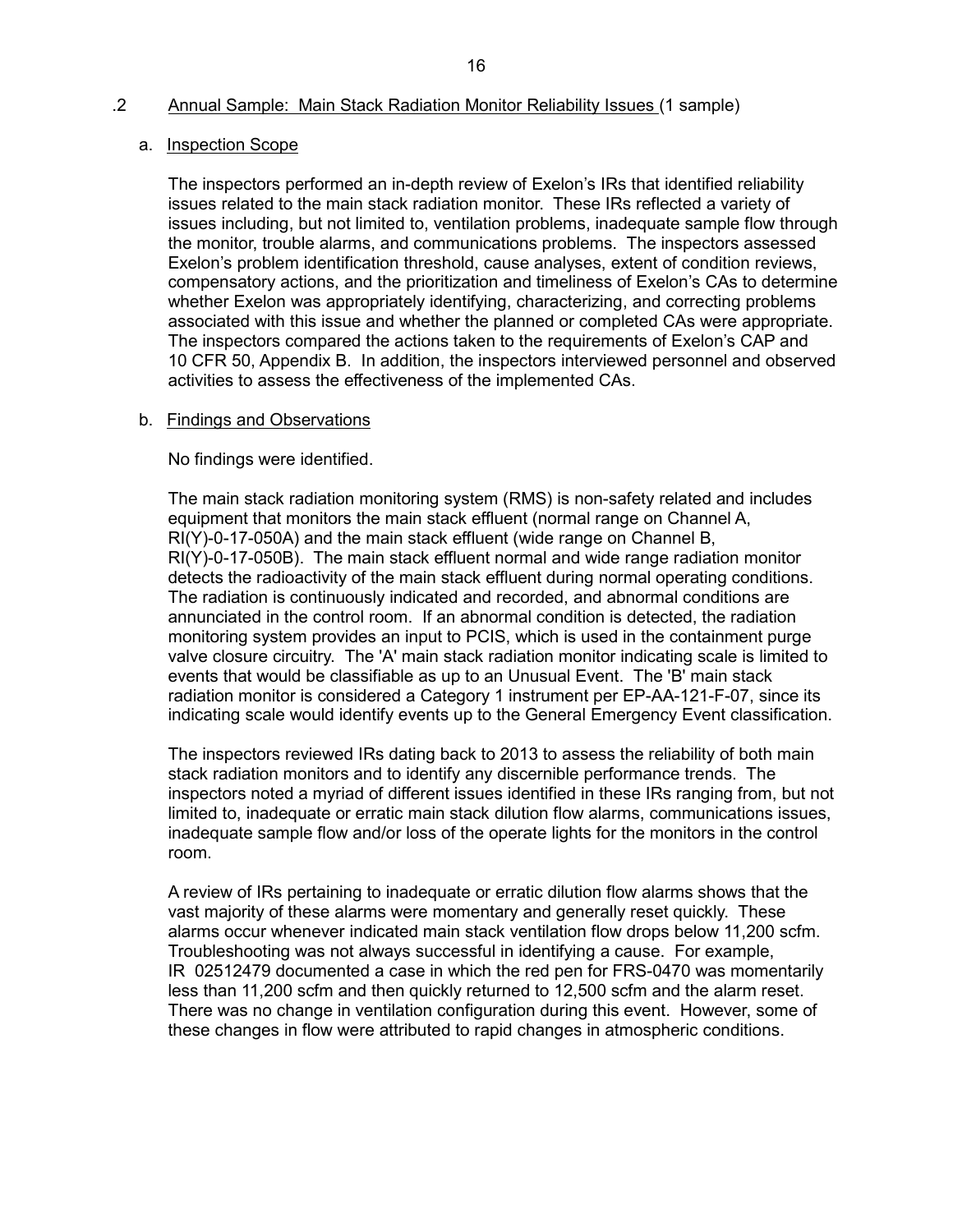## .2 Annual Sample: Main Stack Radiation Monitor Reliability Issues (1 sample)

### a. Inspection Scope

The inspectors performed an in-depth review of Exelon's IRs that identified reliability issues related to the main stack radiation monitor. These IRs reflected a variety of issues including, but not limited to, ventilation problems, inadequate sample flow through the monitor, trouble alarms, and communications problems. The inspectors assessed Exelon's problem identification threshold, cause analyses, extent of condition reviews, compensatory actions, and the prioritization and timeliness of Exelon's CAs to determine whether Exelon was appropriately identifying, characterizing, and correcting problems associated with this issue and whether the planned or completed CAs were appropriate. The inspectors compared the actions taken to the requirements of Exelon's CAP and 10 CFR 50, Appendix B. In addition, the inspectors interviewed personnel and observed activities to assess the effectiveness of the implemented CAs.

### b. Findings and Observations

No findings were identified.

The main stack radiation monitoring system (RMS) is non-safety related and includes equipment that monitors the main stack effluent (normal range on Channel A, RI(Y)-0-17-050A) and the main stack effluent (wide range on Channel B, RI(Y)-0-17-050B). The main stack effluent normal and wide range radiation monitor detects the radioactivity of the main stack effluent during normal operating conditions. The radiation is continuously indicated and recorded, and abnormal conditions are annunciated in the control room. If an abnormal condition is detected, the radiation monitoring system provides an input to PCIS, which is used in the containment purge valve closure circuitry. The 'A' main stack radiation monitor indicating scale is limited to events that would be classifiable as up to an Unusual Event. The 'B' main stack radiation monitor is considered a Category 1 instrument per EP-AA-121-F-07, since its indicating scale would identify events up to the General Emergency Event classification.

The inspectors reviewed IRs dating back to 2013 to assess the reliability of both main stack radiation monitors and to identify any discernible performance trends. The inspectors noted a myriad of different issues identified in these IRs ranging from, but not limited to, inadequate or erratic main stack dilution flow alarms, communications issues, inadequate sample flow and/or loss of the operate lights for the monitors in the control room.

A review of IRs pertaining to inadequate or erratic dilution flow alarms shows that the vast majority of these alarms were momentary and generally reset quickly. These alarms occur whenever indicated main stack ventilation flow drops below 11,200 scfm. Troubleshooting was not always successful in identifying a cause. For example, IR 02512479 documented a case in which the red pen for FRS-0470 was momentarily less than 11,200 scfm and then quickly returned to 12,500 scfm and the alarm reset. There was no change in ventilation configuration during this event. However, some of these changes in flow were attributed to rapid changes in atmospheric conditions.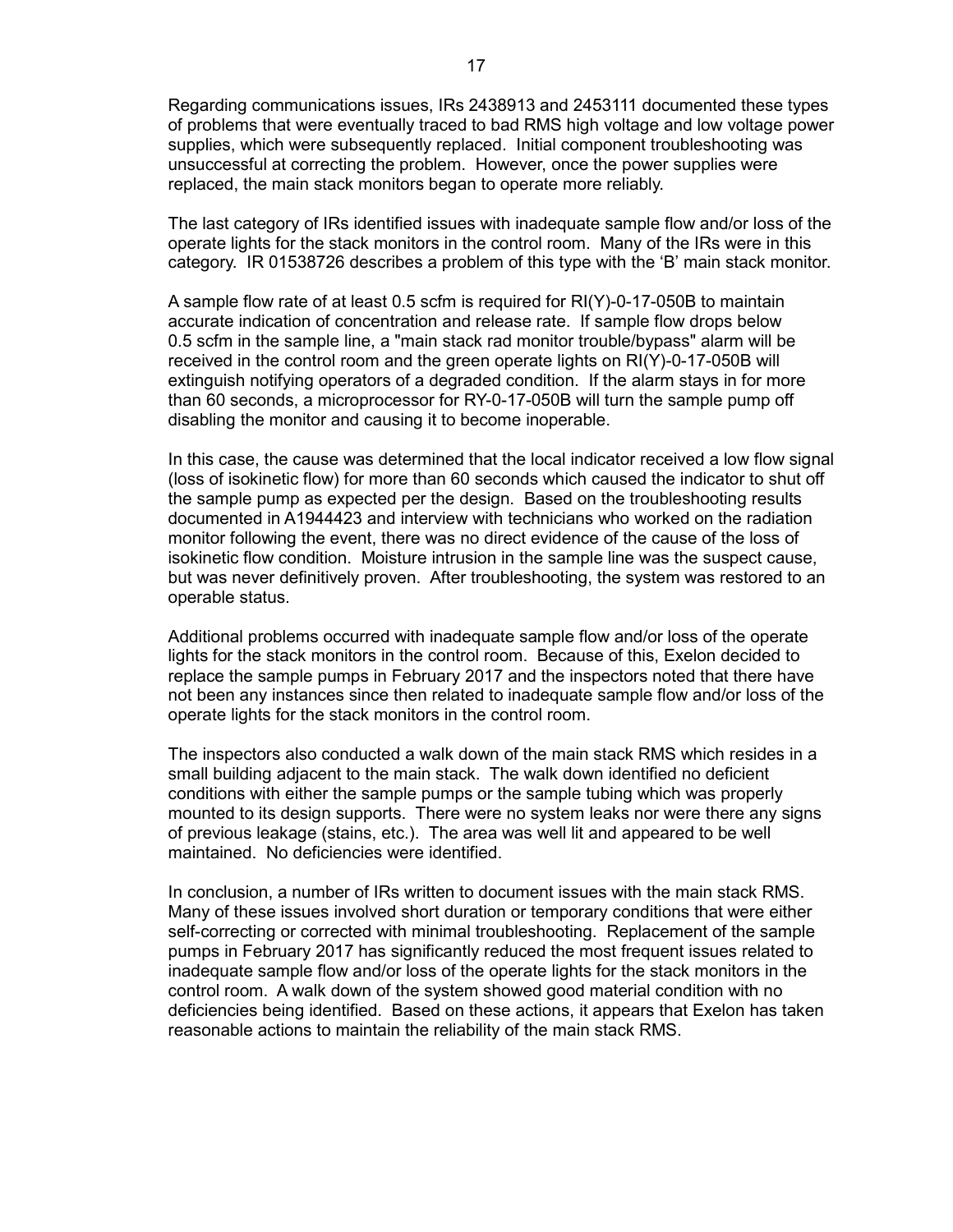Regarding communications issues, IRs 2438913 and 2453111 documented these types of problems that were eventually traced to bad RMS high voltage and low voltage power supplies, which were subsequently replaced. Initial component troubleshooting was unsuccessful at correcting the problem. However, once the power supplies were replaced, the main stack monitors began to operate more reliably.

The last category of IRs identified issues with inadequate sample flow and/or loss of the operate lights for the stack monitors in the control room. Many of the IRs were in this category. IR 01538726 describes a problem of this type with the 'B' main stack monitor.

A sample flow rate of at least 0.5 scfm is required for RI(Y)-0-17-050B to maintain accurate indication of concentration and release rate. If sample flow drops below 0.5 scfm in the sample line, a "main stack rad monitor trouble/bypass" alarm will be received in the control room and the green operate lights on RI(Y)-0-17-050B will extinguish notifying operators of a degraded condition. If the alarm stays in for more than 60 seconds, a microprocessor for RY-0-17-050B will turn the sample pump off disabling the monitor and causing it to become inoperable.

In this case, the cause was determined that the local indicator received a low flow signal (loss of isokinetic flow) for more than 60 seconds which caused the indicator to shut off the sample pump as expected per the design. Based on the troubleshooting results documented in A1944423 and interview with technicians who worked on the radiation monitor following the event, there was no direct evidence of the cause of the loss of isokinetic flow condition. Moisture intrusion in the sample line was the suspect cause, but was never definitively proven. After troubleshooting, the system was restored to an operable status.

Additional problems occurred with inadequate sample flow and/or loss of the operate lights for the stack monitors in the control room. Because of this, Exelon decided to replace the sample pumps in February 2017 and the inspectors noted that there have not been any instances since then related to inadequate sample flow and/or loss of the operate lights for the stack monitors in the control room.

The inspectors also conducted a walk down of the main stack RMS which resides in a small building adjacent to the main stack. The walk down identified no deficient conditions with either the sample pumps or the sample tubing which was properly mounted to its design supports. There were no system leaks nor were there any signs of previous leakage (stains, etc.). The area was well lit and appeared to be well maintained. No deficiencies were identified.

In conclusion, a number of IRs written to document issues with the main stack RMS. Many of these issues involved short duration or temporary conditions that were either self-correcting or corrected with minimal troubleshooting. Replacement of the sample pumps in February 2017 has significantly reduced the most frequent issues related to inadequate sample flow and/or loss of the operate lights for the stack monitors in the control room. A walk down of the system showed good material condition with no deficiencies being identified. Based on these actions, it appears that Exelon has taken reasonable actions to maintain the reliability of the main stack RMS.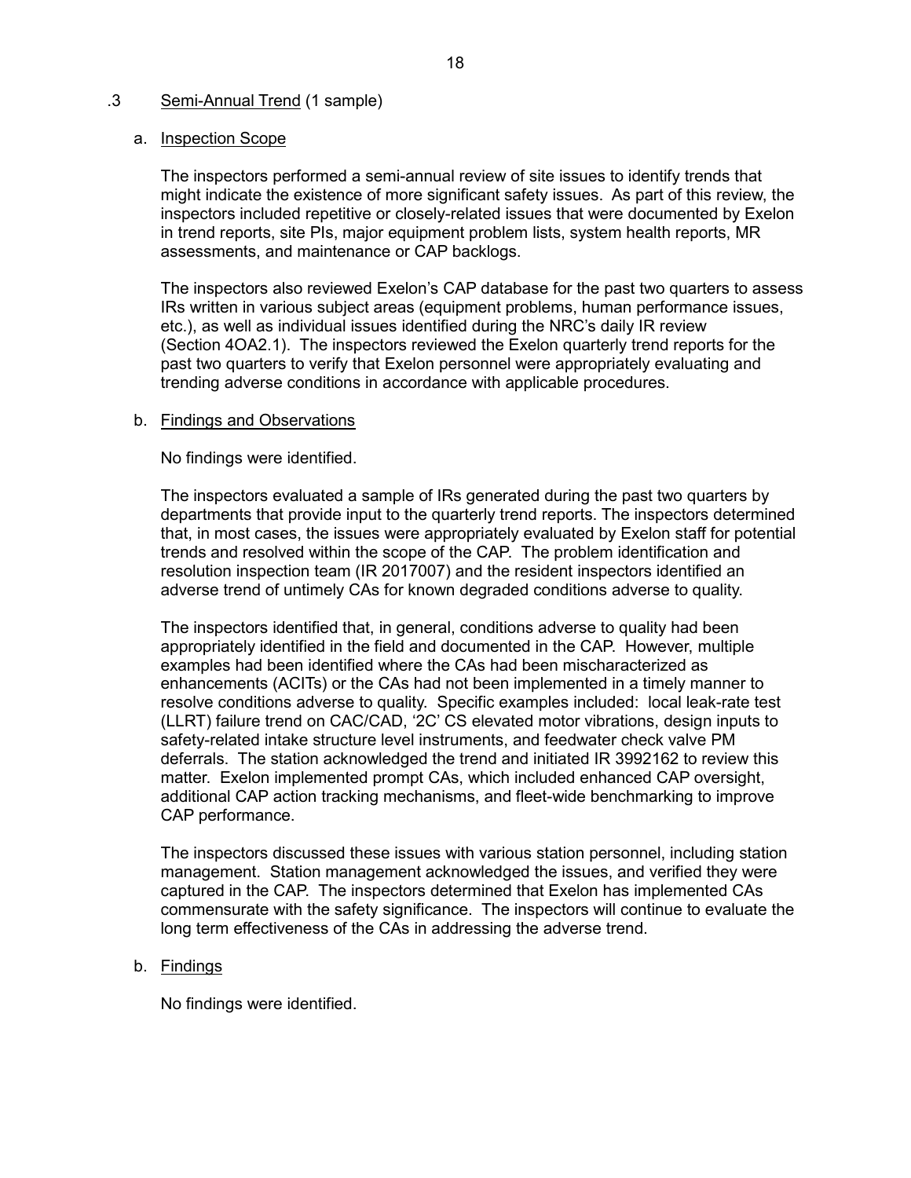### .3 Semi-Annual Trend (1 sample)

#### a. Inspection Scope

The inspectors performed a semi-annual review of site issues to identify trends that might indicate the existence of more significant safety issues. As part of this review, the inspectors included repetitive or closely-related issues that were documented by Exelon in trend reports, site PIs, major equipment problem lists, system health reports, MR assessments, and maintenance or CAP backlogs.

The inspectors also reviewed Exelon's CAP database for the past two quarters to assess IRs written in various subject areas (equipment problems, human performance issues, etc.), as well as individual issues identified during the NRC's daily IR review (Section 4OA2.1). The inspectors reviewed the Exelon quarterly trend reports for the past two quarters to verify that Exelon personnel were appropriately evaluating and trending adverse conditions in accordance with applicable procedures.

#### b. Findings and Observations

No findings were identified.

The inspectors evaluated a sample of IRs generated during the past two quarters by departments that provide input to the quarterly trend reports. The inspectors determined that, in most cases, the issues were appropriately evaluated by Exelon staff for potential trends and resolved within the scope of the CAP. The problem identification and resolution inspection team (IR 2017007) and the resident inspectors identified an adverse trend of untimely CAs for known degraded conditions adverse to quality.

The inspectors identified that, in general, conditions adverse to quality had been appropriately identified in the field and documented in the CAP. However, multiple examples had been identified where the CAs had been mischaracterized as enhancements (ACITs) or the CAs had not been implemented in a timely manner to resolve conditions adverse to quality. Specific examples included: local leak-rate test (LLRT) failure trend on CAC/CAD, '2C' CS elevated motor vibrations, design inputs to safety-related intake structure level instruments, and feedwater check valve PM deferrals. The station acknowledged the trend and initiated IR 3992162 to review this matter. Exelon implemented prompt CAs, which included enhanced CAP oversight, additional CAP action tracking mechanisms, and fleet-wide benchmarking to improve CAP performance.

The inspectors discussed these issues with various station personnel, including station management. Station management acknowledged the issues, and verified they were captured in the CAP. The inspectors determined that Exelon has implemented CAs commensurate with the safety significance. The inspectors will continue to evaluate the long term effectiveness of the CAs in addressing the adverse trend.

#### b. Findings

No findings were identified.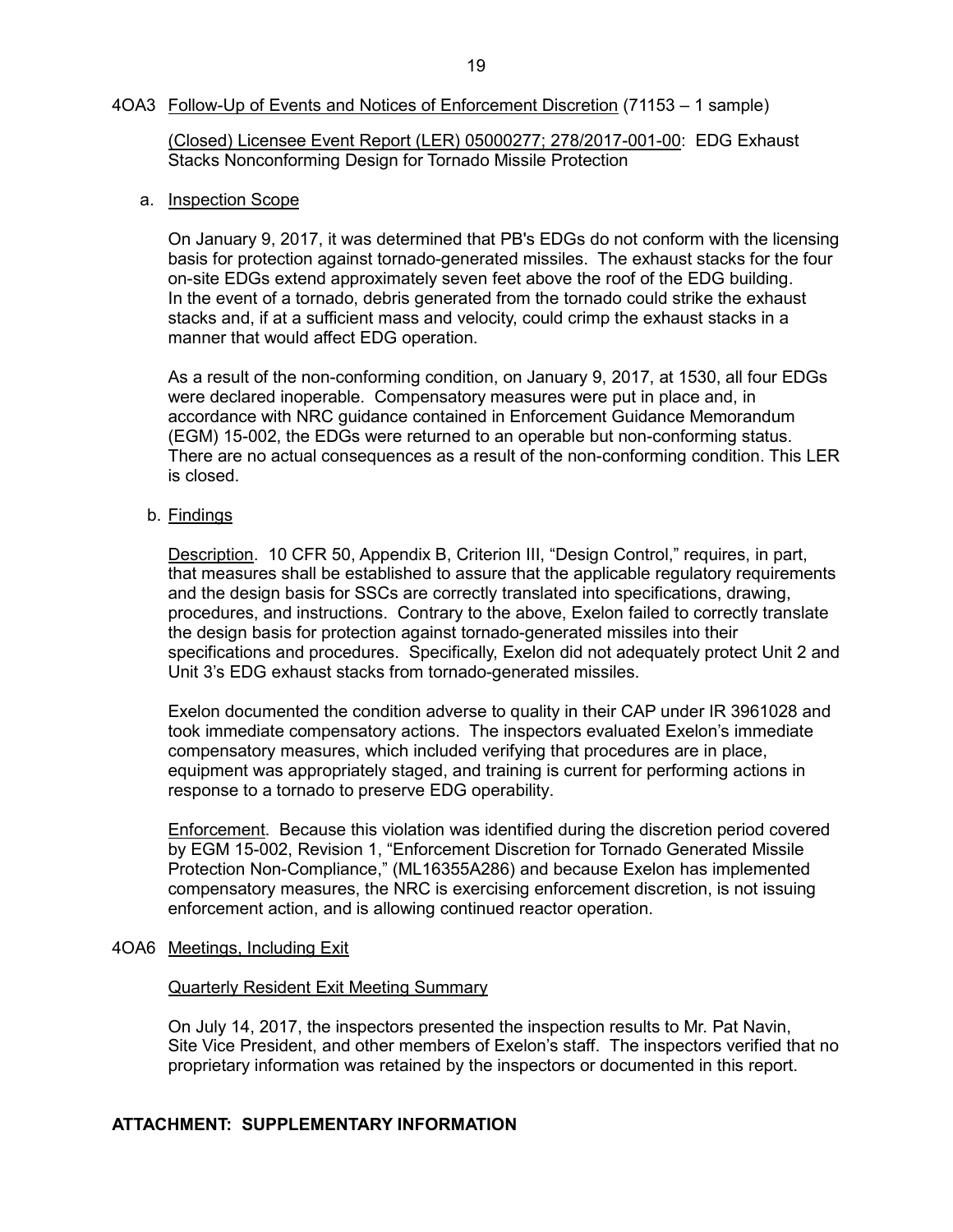## 4OA3 Follow-Up of Events and Notices of Enforcement Discretion (71153 – 1 sample)

(Closed) Licensee Event Report (LER) 05000277; 278/2017-001-00: EDG Exhaust Stacks Nonconforming Design for Tornado Missile Protection

### a. Inspection Scope

On January 9, 2017, it was determined that PB's EDGs do not conform with the licensing basis for protection against tornado-generated missiles. The exhaust stacks for the four on-site EDGs extend approximately seven feet above the roof of the EDG building. In the event of a tornado, debris generated from the tornado could strike the exhaust stacks and, if at a sufficient mass and velocity, could crimp the exhaust stacks in a manner that would affect EDG operation.

As a result of the non-conforming condition, on January 9, 2017, at 1530, all four EDGs were declared inoperable. Compensatory measures were put in place and, in accordance with NRC guidance contained in Enforcement Guidance Memorandum (EGM) 15-002, the EDGs were returned to an operable but non-conforming status. There are no actual consequences as a result of the non-conforming condition. This LER is closed.

### b. Findings

Description. 10 CFR 50, Appendix B, Criterion III, "Design Control," requires, in part, that measures shall be established to assure that the applicable regulatory requirements and the design basis for SSCs are correctly translated into specifications, drawing, procedures, and instructions. Contrary to the above, Exelon failed to correctly translate the design basis for protection against tornado-generated missiles into their specifications and procedures. Specifically, Exelon did not adequately protect Unit 2 and Unit 3's EDG exhaust stacks from tornado-generated missiles.

Exelon documented the condition adverse to quality in their CAP under IR 3961028 and took immediate compensatory actions. The inspectors evaluated Exelon's immediate compensatory measures, which included verifying that procedures are in place, equipment was appropriately staged, and training is current for performing actions in response to a tornado to preserve EDG operability.

Enforcement. Because this violation was identified during the discretion period covered by EGM 15-002, Revision 1, "Enforcement Discretion for Tornado Generated Missile Protection Non-Compliance," (ML16355A286) and because Exelon has implemented compensatory measures, the NRC is exercising enforcement discretion, is not issuing enforcement action, and is allowing continued reactor operation.

## 4OA6 Meetings, Including Exit

Quarterly Resident Exit Meeting Summary

On July 14, 2017, the inspectors presented the inspection results to Mr. Pat Navin, Site Vice President, and other members of Exelon's staff. The inspectors verified that no proprietary information was retained by the inspectors or documented in this report.

**ATTACHMENT: SUPPLEMENTARY INFORMATION**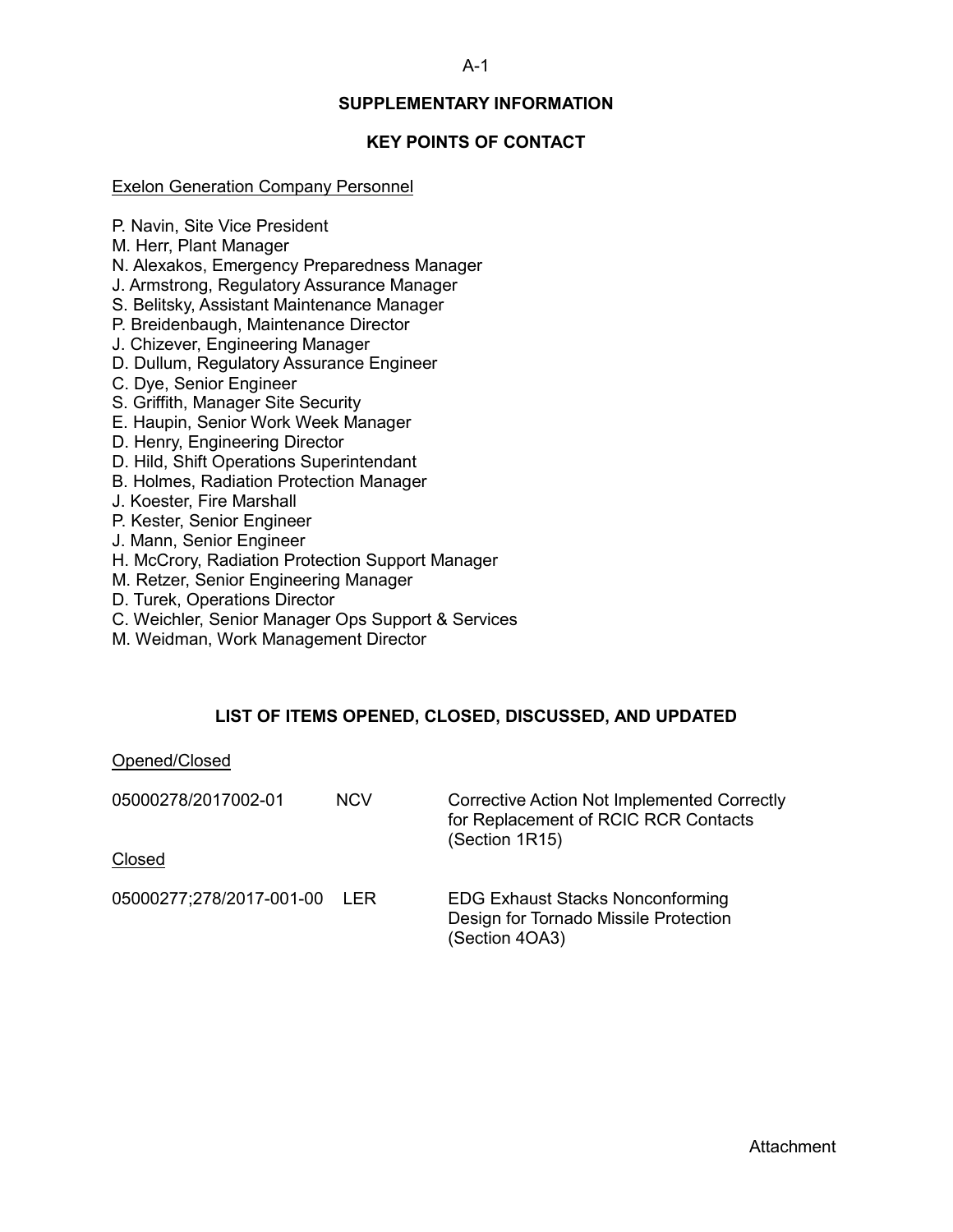## SUPPLEMENTARY INFORMATION

### KEY POINTS OF CONTACT

Exelon Generation Company Personnel

P. Navin, Site Vice President
M. Herr, Plant Manager
N. Alexakos, Emergency Preparedness Manager
J. Armstrong, Regulatory Assurance Manager
S. Belitsky, Assistant Maintenance Manager
P. Breidenbaugh, Maintenance Director
J. Chizever, Engineering Manager
D. Dullum, Regulatory Assurance Engineer
C. Dye, Senior Engineer
S. Griffith, Manager Site Security
E. Haupin, Senior Work Week Manager
D. Henry, Engineering Director
D. Hild, Shift Operations Superintendant
B. Holmes, Radiation Protection Manager
J. Koester, Fire Marshall
P. Kester, Senior Engineer
J. Mann, Senior Engineer
H. McCrory, Radiation Protection Support Manager
M. Retzer, Senior Engineering Manager
D. Turek, Operations Director
C. Weichler, Senior Manager Ops Support & Services
M. Weidman, Work Management Director

### LIST OF ITEMS OPENED, CLOSED, DISCUSSED, AND UPDATED

Opened/Closed

| | | |
|---|---|---|
| 05000278/2017002-01 | NCV | Corrective Action Not Implemented Correctly for Replacement of RCIC RCR Contacts (Section 1R15) |

Closed

| | | |
|---|---|---|
| 05000277;278/2017-001-00 | LER | EDG Exhaust Stacks Nonconforming Design for Tornado Missile Protection (Section 4OA3) |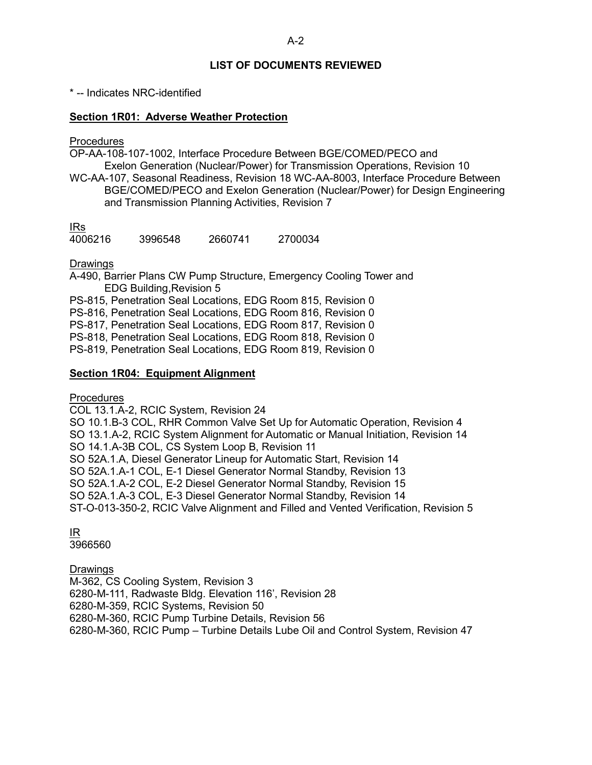## LIST OF DOCUMENTS REVIEWED

* -- Indicates NRC-identified

### Section 1R01: Adverse Weather Protection

Procedures

OP-AA-108-107-1002, Interface Procedure Between BGE/COMED/PECO and Exelon Generation (Nuclear/Power) for Transmission Operations, Revision 10

WC-AA-107, Seasonal Readiness, Revision 18 WC-AA-8003, Interface Procedure Between BGE/COMED/PECO and Exelon Generation (Nuclear/Power) for Design Engineering and Transmission Planning Activities, Revision 7

IRs

4006216 3996548 2660741 2700034

Drawings

A-490, Barrier Plans CW Pump Structure, Emergency Cooling Tower and EDG Building,Revision 5

PS-815, Penetration Seal Locations, EDG Room 815, Revision 0

PS-816, Penetration Seal Locations, EDG Room 816, Revision 0

PS-817, Penetration Seal Locations, EDG Room 817, Revision 0

PS-818, Penetration Seal Locations, EDG Room 818, Revision 0

PS-819, Penetration Seal Locations, EDG Room 819, Revision 0

### Section 1R04: Equipment Alignment

Procedures

COL 13.1.A-2, RCIC System, Revision 24

SO 10.1.B-3 COL, RHR Common Valve Set Up for Automatic Operation, Revision 4

SO 13.1.A-2, RCIC System Alignment for Automatic or Manual Initiation, Revision 14

SO 14.1.A-3B COL, CS System Loop B, Revision 11

SO 52A.1.A, Diesel Generator Lineup for Automatic Start, Revision 14

SO 52A.1.A-1 COL, E-1 Diesel Generator Normal Standby, Revision 13

SO 52A.1.A-2 COL, E-2 Diesel Generator Normal Standby, Revision 15

SO 52A.1.A-3 COL, E-3 Diesel Generator Normal Standby, Revision 14

ST-O-013-350-2, RCIC Valve Alignment and Filled and Vented Verification, Revision 5

IR

3966560

Drawings

M-362, CS Cooling System, Revision 3

6280-M-111, Radwaste Bldg. Elevation 116', Revision 28

6280-M-359, RCIC Systems, Revision 50

6280-M-360, RCIC Pump Turbine Details, Revision 56

6280-M-360, RCIC Pump – Turbine Details Lube Oil and Control System, Revision 47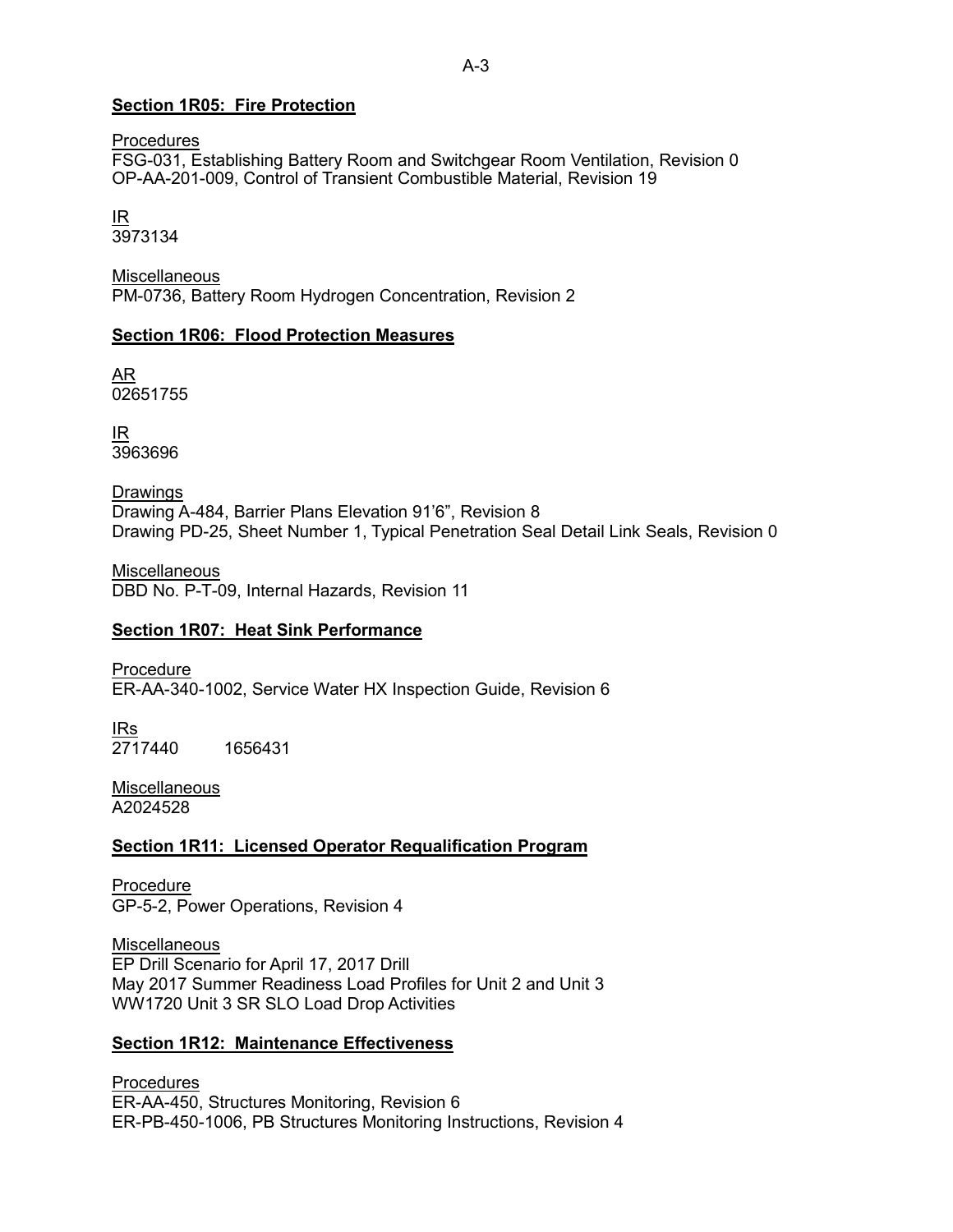**Section 1R05: Fire Protection**

Procedures
FSG-031, Establishing Battery Room and Switchgear Room Ventilation, Revision 0
OP-AA-201-009, Control of Transient Combustible Material, Revision 19

IR
3973134

Miscellaneous
PM-0736, Battery Room Hydrogen Concentration, Revision 2

**Section 1R06: Flood Protection Measures**

AR
02651755

IR
3963696

Drawings
Drawing A-484, Barrier Plans Elevation 91'6", Revision 8
Drawing PD-25, Sheet Number 1, Typical Penetration Seal Detail Link Seals, Revision 0

Miscellaneous
DBD No. P-T-09, Internal Hazards, Revision 11

**Section 1R07: Heat Sink Performance**

Procedure
ER-AA-340-1002, Service Water HX Inspection Guide, Revision 6

IRs
2717440    1656431

Miscellaneous
A2024528

**Section 1R11: Licensed Operator Requalification Program**

Procedure
GP-5-2, Power Operations, Revision 4

Miscellaneous
EP Drill Scenario for April 17, 2017 Drill
May 2017 Summer Readiness Load Profiles for Unit 2 and Unit 3
WW1720 Unit 3 SR SLO Load Drop Activities

**Section 1R12: Maintenance Effectiveness**

Procedures
ER-AA-450, Structures Monitoring, Revision 6
ER-PB-450-1006, PB Structures Monitoring Instructions, Revision 4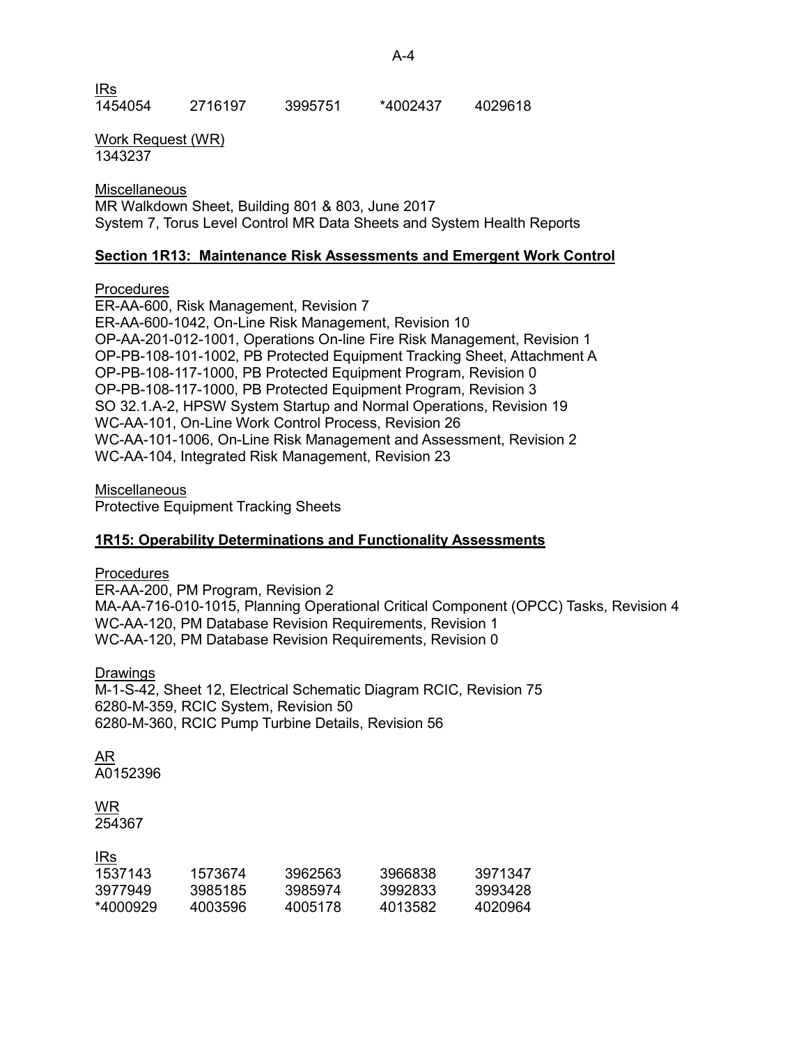IRs

| 1454054 | 2716197 | 3995751 | *4002437 | 4029618 |
|---|---|---|---|---|

Work Request (WR)
1343237

Miscellaneous
MR Walkdown Sheet, Building 801 & 803, June 2017
System 7, Torus Level Control MR Data Sheets and System Health Reports

**Section 1R13: Maintenance Risk Assessments and Emergent Work Control**

Procedures
ER-AA-600, Risk Management, Revision 7
ER-AA-600-1042, On-Line Risk Management, Revision 10
OP-AA-201-012-1001, Operations On-line Fire Risk Management, Revision 1
OP-PB-108-101-1002, PB Protected Equipment Tracking Sheet, Attachment A
OP-PB-108-117-1000, PB Protected Equipment Program, Revision 0
OP-PB-108-117-1000, PB Protected Equipment Program, Revision 3
SO 32.1.A-2, HPSW System Startup and Normal Operations, Revision 19
WC-AA-101, On-Line Work Control Process, Revision 26
WC-AA-101-1006, On-Line Risk Management and Assessment, Revision 2
WC-AA-104, Integrated Risk Management, Revision 23

Miscellaneous
Protective Equipment Tracking Sheets

**1R15: Operability Determinations and Functionality Assessments**

Procedures
ER-AA-200, PM Program, Revision 2
MA-AA-716-010-1015, Planning Operational Critical Component (OPCC) Tasks, Revision 4
WC-AA-120, PM Database Revision Requirements, Revision 1
WC-AA-120, PM Database Revision Requirements, Revision 0

Drawings
M-1-S-42, Sheet 12, Electrical Schematic Diagram RCIC, Revision 75
6280-M-359, RCIC System, Revision 50
6280-M-360, RCIC Pump Turbine Details, Revision 56

AR
A0152396

WR
254367

IRs

| 1537143 | 1573674 | 3962563 | 3966838 | 3971347 |
|---|---|---|---|---|
| 3977949 | 3985185 | 3985974 | 3992833 | 3993428 |
| *4000929 | 4003596 | 4005178 | 4013582 | 4020964 |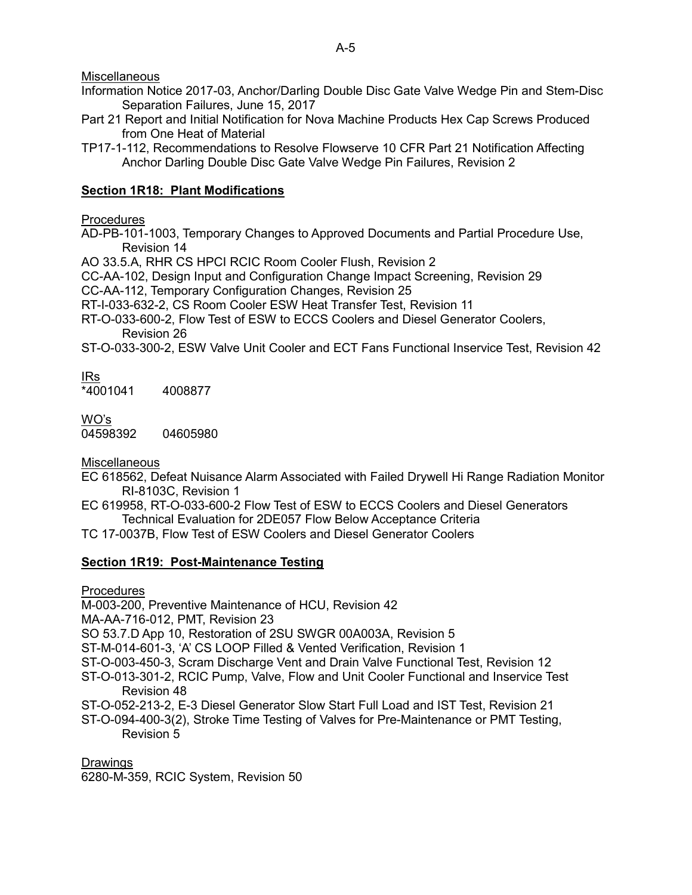Miscellaneous

Information Notice 2017-03, Anchor/Darling Double Disc Gate Valve Wedge Pin and Stem-Disc Separation Failures, June 15, 2017

Part 21 Report and Initial Notification for Nova Machine Products Hex Cap Screws Produced from One Heat of Material

TP17-1-112, Recommendations to Resolve Flowserve 10 CFR Part 21 Notification Affecting Anchor Darling Double Disc Gate Valve Wedge Pin Failures, Revision 2

**Section 1R18: Plant Modifications**

Procedures

AD-PB-101-1003, Temporary Changes to Approved Documents and Partial Procedure Use, Revision 14

AO 33.5.A, RHR CS HPCI RCIC Room Cooler Flush, Revision 2

CC-AA-102, Design Input and Configuration Change Impact Screening, Revision 29

CC-AA-112, Temporary Configuration Changes, Revision 25

RT-I-033-632-2, CS Room Cooler ESW Heat Transfer Test, Revision 11

RT-O-033-600-2, Flow Test of ESW to ECCS Coolers and Diesel Generator Coolers, Revision 26

ST-O-033-300-2, ESW Valve Unit Cooler and ECT Fans Functional Inservice Test, Revision 42

IRs

*4001041 4008877

WO's

04598392 04605980

Miscellaneous

EC 618562, Defeat Nuisance Alarm Associated with Failed Drywell Hi Range Radiation Monitor RI-8103C, Revision 1

EC 619958, RT-O-033-600-2 Flow Test of ESW to ECCS Coolers and Diesel Generators Technical Evaluation for 2DE057 Flow Below Acceptance Criteria

TC 17-0037B, Flow Test of ESW Coolers and Diesel Generator Coolers

**Section 1R19: Post-Maintenance Testing**

Procedures

M-003-200, Preventive Maintenance of HCU, Revision 42

MA-AA-716-012, PMT, Revision 23

SO 53.7.D App 10, Restoration of 2SU SWGR 00A003A, Revision 5

ST-M-014-601-3, 'A' CS LOOP Filled & Vented Verification, Revision 1

ST-O-003-450-3, Scram Discharge Vent and Drain Valve Functional Test, Revision 12

ST-O-013-301-2, RCIC Pump, Valve, Flow and Unit Cooler Functional and Inservice Test Revision 48

ST-O-052-213-2, E-3 Diesel Generator Slow Start Full Load and IST Test, Revision 21

ST-O-094-400-3(2), Stroke Time Testing of Valves for Pre-Maintenance or PMT Testing, Revision 5

Drawings

6280-M-359, RCIC System, Revision 50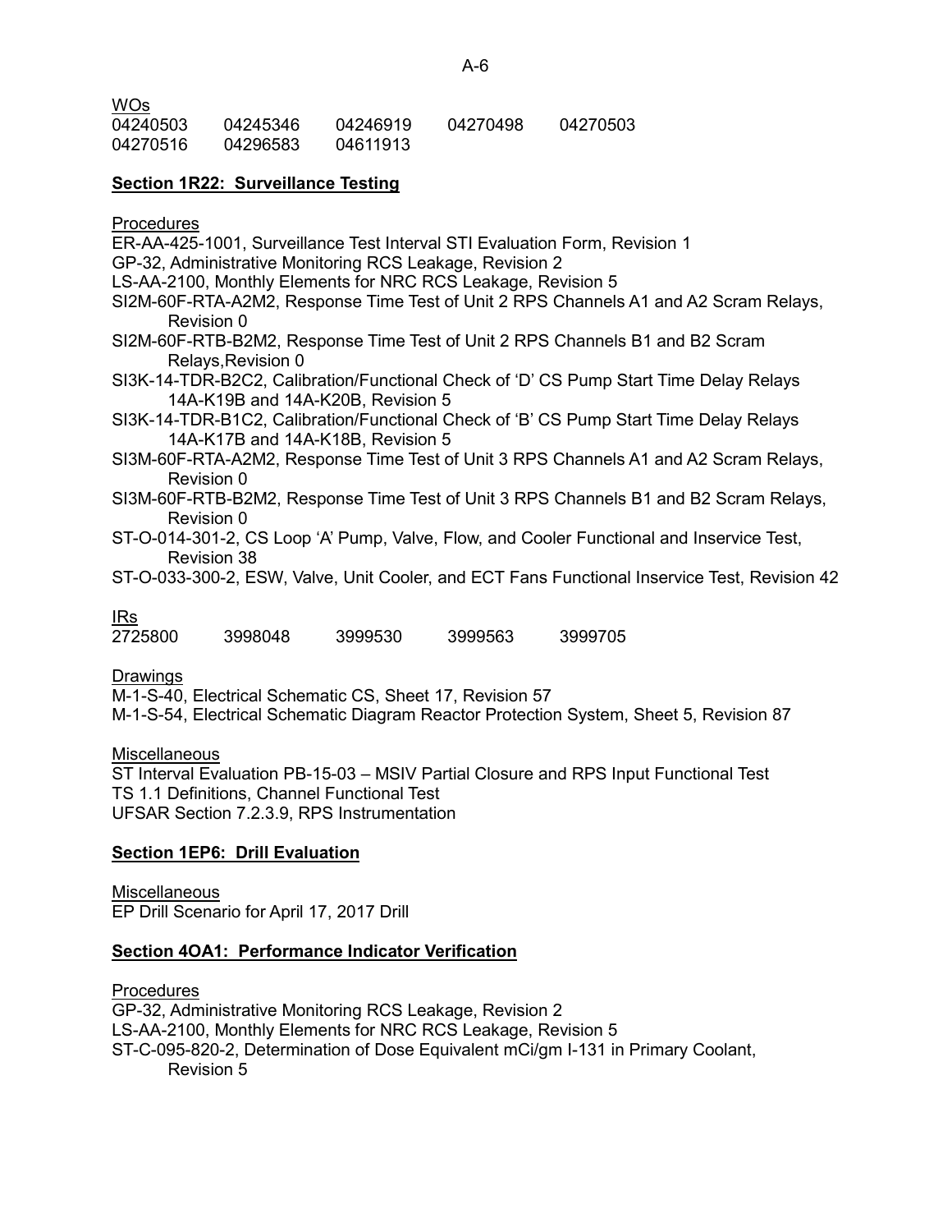WOs

| | | | | |
|---|---|---|---|---|
| 04240503 | 04245346 | 04246919 | 04270498 | 04270503 |
| 04270516 | 04296583 | 04611913 | | |

**Section 1R22: Surveillance Testing**

Procedures

ER-AA-425-1001, Surveillance Test Interval STI Evaluation Form, Revision 1
GP-32, Administrative Monitoring RCS Leakage, Revision 2
LS-AA-2100, Monthly Elements for NRC RCS Leakage, Revision 5
SI2M-60F-RTA-A2M2, Response Time Test of Unit 2 RPS Channels A1 and A2 Scram Relays, Revision 0
SI2M-60F-RTB-B2M2, Response Time Test of Unit 2 RPS Channels B1 and B2 Scram Relays,Revision 0
SI3K-14-TDR-B2C2, Calibration/Functional Check of 'D' CS Pump Start Time Delay Relays 14A-K19B and 14A-K20B, Revision 5
SI3K-14-TDR-B1C2, Calibration/Functional Check of 'B' CS Pump Start Time Delay Relays 14A-K17B and 14A-K18B, Revision 5
SI3M-60F-RTA-A2M2, Response Time Test of Unit 3 RPS Channels A1 and A2 Scram Relays, Revision 0
SI3M-60F-RTB-B2M2, Response Time Test of Unit 3 RPS Channels B1 and B2 Scram Relays, Revision 0
ST-O-014-301-2, CS Loop 'A' Pump, Valve, Flow, and Cooler Functional and Inservice Test, Revision 38
ST-O-033-300-2, ESW, Valve, Unit Cooler, and ECT Fans Functional Inservice Test, Revision 42

IRs

| | | | | |
|---|---|---|---|---|
| 2725800 | 3998048 | 3999530 | 3999563 | 3999705 |

Drawings

M-1-S-40, Electrical Schematic CS, Sheet 17, Revision 57
M-1-S-54, Electrical Schematic Diagram Reactor Protection System, Sheet 5, Revision 87

Miscellaneous

ST Interval Evaluation PB-15-03 – MSIV Partial Closure and RPS Input Functional Test
TS 1.1 Definitions, Channel Functional Test
UFSAR Section 7.2.3.9, RPS Instrumentation

**Section 1EP6: Drill Evaluation**

Miscellaneous

EP Drill Scenario for April 17, 2017 Drill

**Section 4OA1: Performance Indicator Verification**

Procedures

GP-32, Administrative Monitoring RCS Leakage, Revision 2
LS-AA-2100, Monthly Elements for NRC RCS Leakage, Revision 5
ST-C-095-820-2, Determination of Dose Equivalent mCi/gm I-131 in Primary Coolant, Revision 5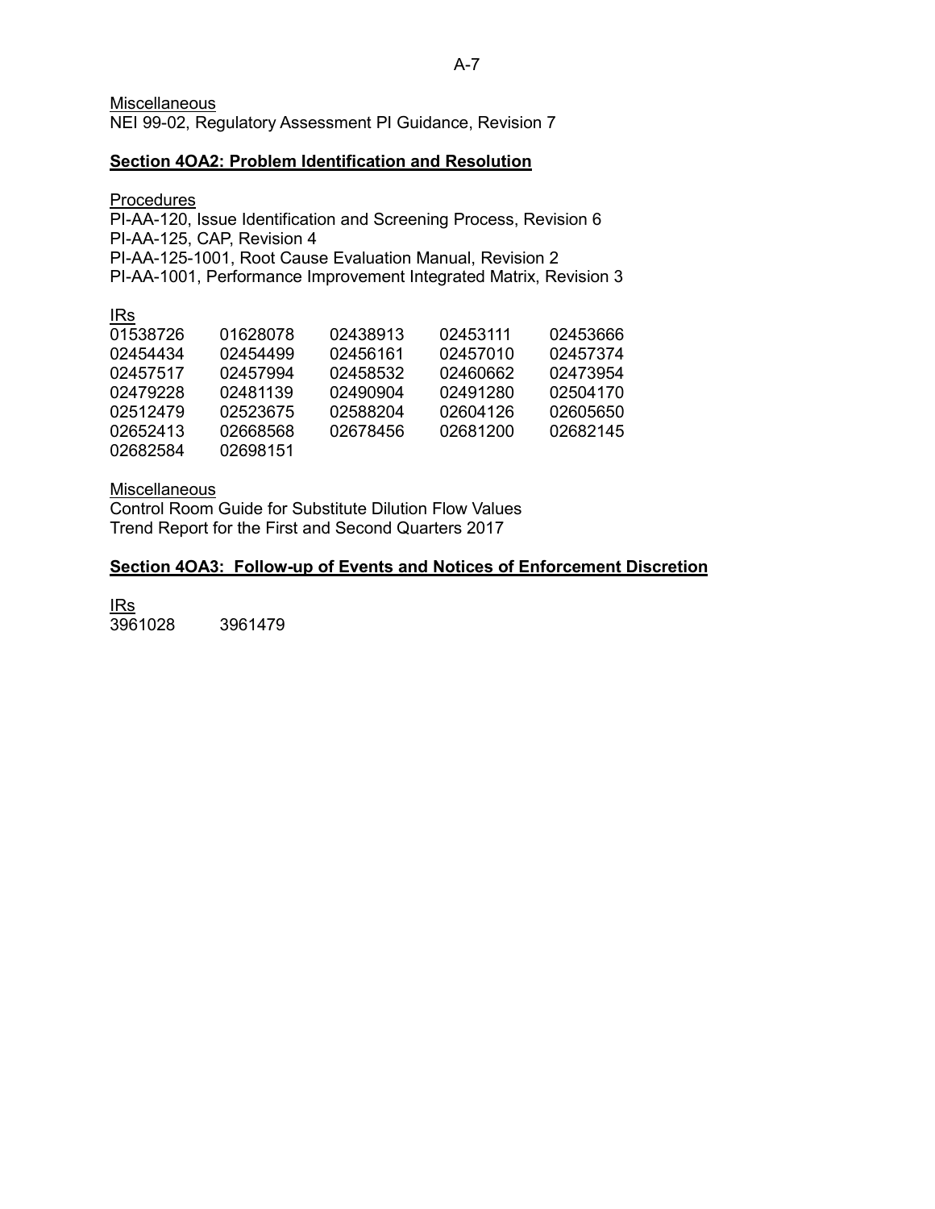Miscellaneous

NEI 99-02, Regulatory Assessment PI Guidance, Revision 7

**Section 4OA2: Problem Identification and Resolution**

Procedures

PI-AA-120, Issue Identification and Screening Process, Revision 6
PI-AA-125, CAP, Revision 4
PI-AA-125-1001, Root Cause Evaluation Manual, Revision 2
PI-AA-1001, Performance Improvement Integrated Matrix, Revision 3

IRs

| | | | | |
|---|---|---|---|---|
| 01538726 | 01628078 | 02438913 | 02453111 | 02453666 |
| 02454434 | 02454499 | 02456161 | 02457010 | 02457374 |
| 02457517 | 02457994 | 02458532 | 02460662 | 02473954 |
| 02479228 | 02481139 | 02490904 | 02491280 | 02504170 |
| 02512479 | 02523675 | 02588204 | 02604126 | 02605650 |
| 02652413 | 02668568 | 02678456 | 02681200 | 02682145 |
| 02682584 | 02698151 | | | |

Miscellaneous

Control Room Guide for Substitute Dilution Flow Values
Trend Report for the First and Second Quarters 2017

**Section 4OA3: Follow-up of Events and Notices of Enforcement Discretion**

IRs

| | |
|---|---|
| 3961028 | 3961479 |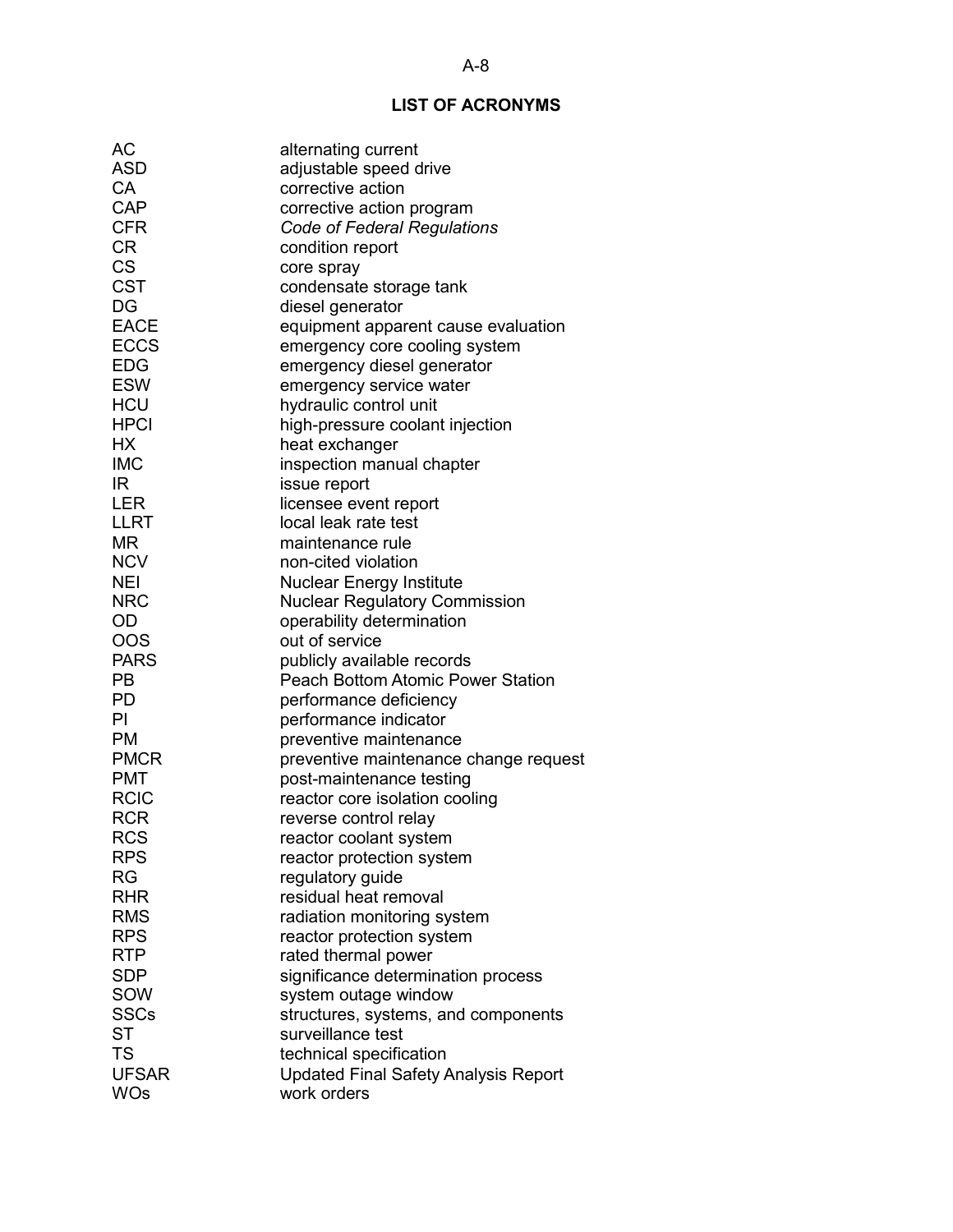## LIST OF ACRONYMS

| | |
|---|---|
| AC | alternating current |
| ASD | adjustable speed drive |
| CA | corrective action |
| CAP | corrective action program |
| CFR | *Code of Federal Regulations* |
| CR | condition report |
| CS | core spray |
| CST | condensate storage tank |
| DG | diesel generator |
| EACE | equipment apparent cause evaluation |
| ECCS | emergency core cooling system |
| EDG | emergency diesel generator |
| ESW | emergency service water |
| HCU | hydraulic control unit |
| HPCI | high-pressure coolant injection |
| HX | heat exchanger |
| IMC | inspection manual chapter |
| IR | issue report |
| LER | licensee event report |
| LLRT | local leak rate test |
| MR | maintenance rule |
| NCV | non-cited violation |
| NEI | Nuclear Energy Institute |
| NRC | Nuclear Regulatory Commission |
| OD | operability determination |
| OOS | out of service |
| PARS | publicly available records |
| PB | Peach Bottom Atomic Power Station |
| PD | performance deficiency |
| PI | performance indicator |
| PM | preventive maintenance |
| PMCR | preventive maintenance change request |
| PMT | post-maintenance testing |
| RCIC | reactor core isolation cooling |
| RCR | reverse control relay |
| RCS | reactor coolant system |
| RPS | reactor protection system |
| RG | regulatory guide |
| RHR | residual heat removal |
| RMS | radiation monitoring system |
| RPS | reactor protection system |
| RTP | rated thermal power |
| SDP | significance determination process |
| SOW | system outage window |
| SSCs | structures, systems, and components |
| ST | surveillance test |
| TS | technical specification |
| UFSAR | Updated Final Safety Analysis Report |
| WOs | work orders |